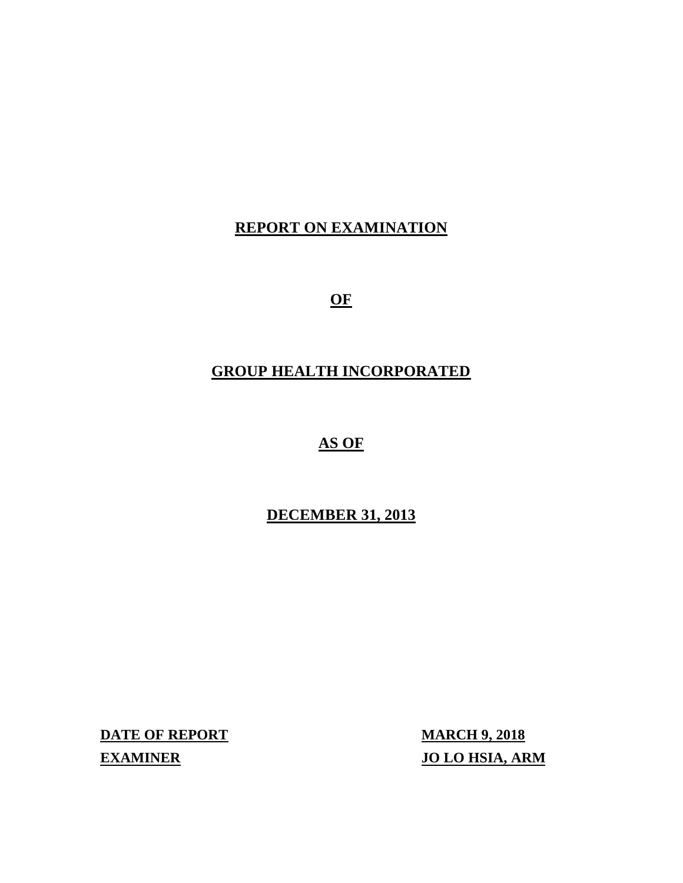# REPORT ON EXAMINATION

# OF

# GROUP HEALTH INCORPORATED

# AS OF

# DECEMBER 31, 2013

| | |
|---|---|
| **DATE OF REPORT** | **MARCH 9, 2018** |
| **EXAMINER** | **JO LO HSIA, ARM** |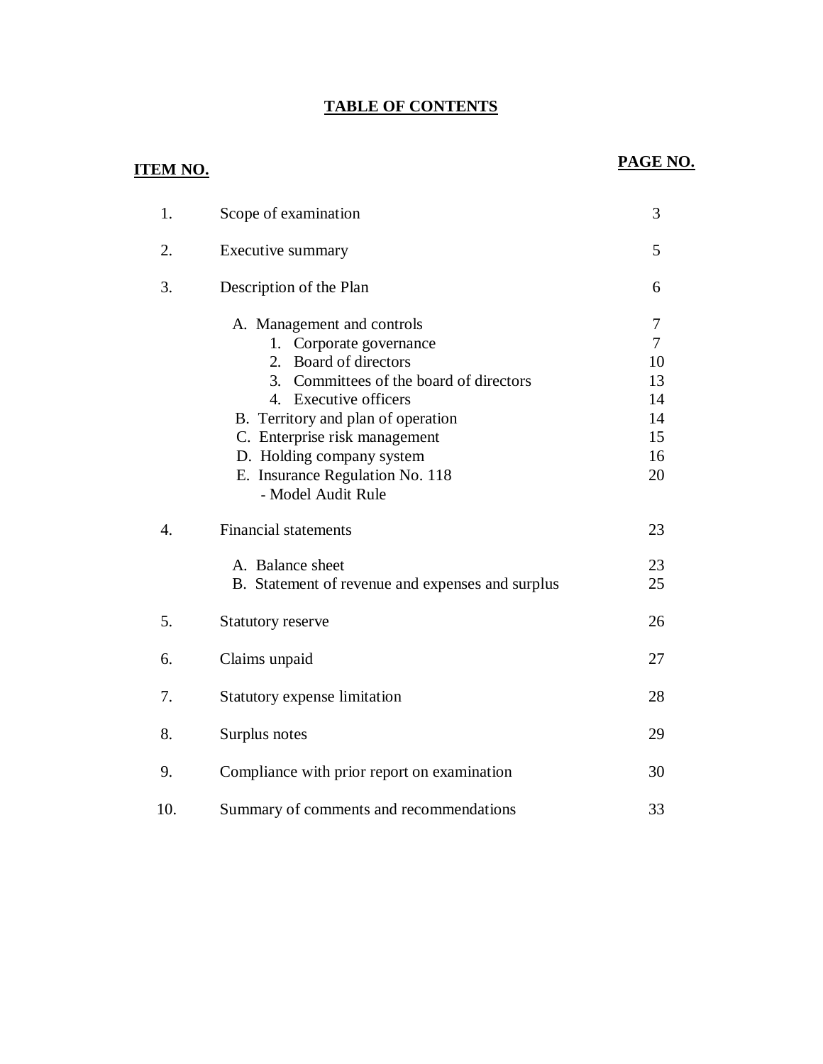# TABLE OF CONTENTS

| ITEM NO. | | PAGE NO. |
|---|---|---|
| 1. | Scope of examination | 3 |
| 2. | Executive summary | 5 |
| 3. | Description of the Plan | 6 |
| | A. Management and controls | 7 |
| | 1. Corporate governance | 7 |
| | 2. Board of directors | 10 |
| | 3. Committees of the board of directors | 13 |
| | 4. Executive officers | 14 |
| | B. Territory and plan of operation | 14 |
| | C. Enterprise risk management | 15 |
| | D. Holding company system | 16 |
| | E. Insurance Regulation No. 118 - Model Audit Rule | 20 |
| 4. | Financial statements | 23 |
| | A. Balance sheet | 23 |
| | B. Statement of revenue and expenses and surplus | 25 |
| 5. | Statutory reserve | 26 |
| 6. | Claims unpaid | 27 |
| 7. | Statutory expense limitation | 28 |
| 8. | Surplus notes | 29 |
| 9. | Compliance with prior report on examination | 30 |
| 10. | Summary of comments and recommendations | 33 |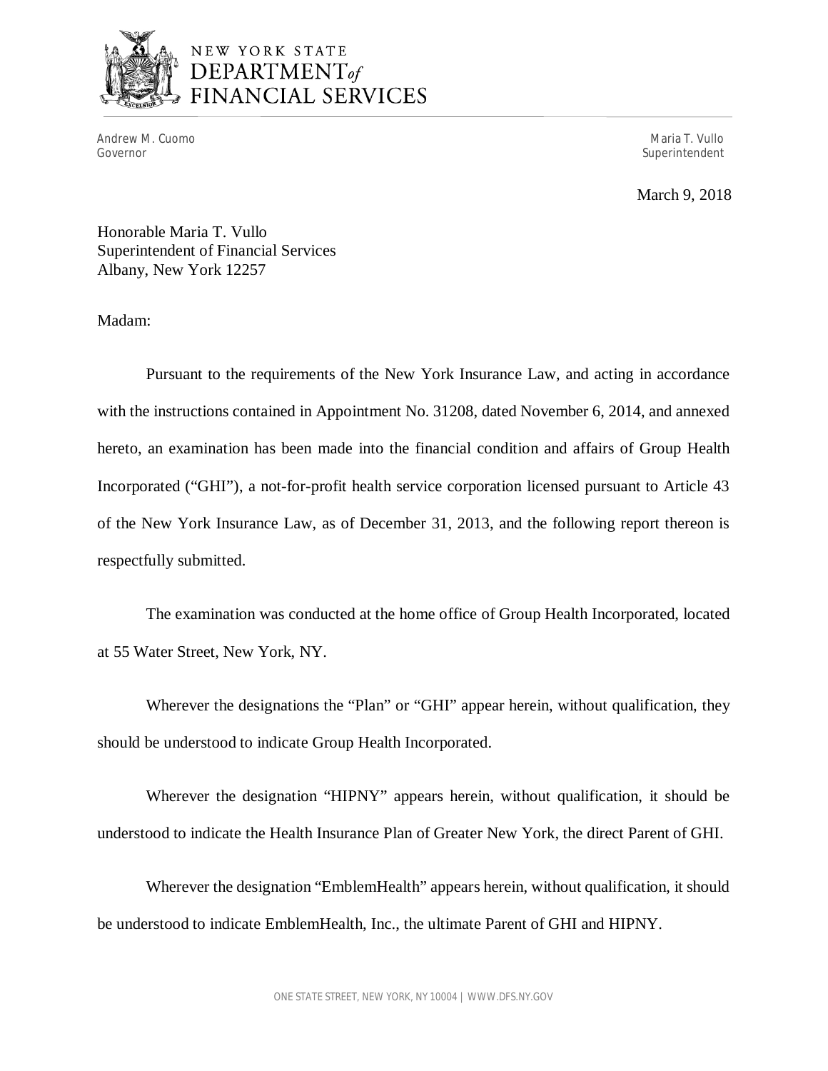NEW YORK STATE
DEPARTMENT *of*
FINANCIAL SERVICES

Andrew M. Cuomo
Governor

Maria T. Vullo
Superintendent

March 9, 2018

Honorable Maria T. Vullo
Superintendent of Financial Services
Albany, New York 12257

Madam:

Pursuant to the requirements of the New York Insurance Law, and acting in accordance with the instructions contained in Appointment No. 31208, dated November 6, 2014, and annexed hereto, an examination has been made into the financial condition and affairs of Group Health Incorporated ("GHI"), a not-for-profit health service corporation licensed pursuant to Article 43 of the New York Insurance Law, as of December 31, 2013, and the following report thereon is respectfully submitted.

The examination was conducted at the home office of Group Health Incorporated, located at 55 Water Street, New York, NY.

Wherever the designations the "Plan" or "GHI" appear herein, without qualification, they should be understood to indicate Group Health Incorporated.

Wherever the designation "HIPNY" appears herein, without qualification, it should be understood to indicate the Health Insurance Plan of Greater New York, the direct Parent of GHI.

Wherever the designation "EmblemHealth" appears herein, without qualification, it should be understood to indicate EmblemHealth, Inc., the ultimate Parent of GHI and HIPNY.

ONE STATE STREET, NEW YORK, NY 10004 | WWW.DFS.NY.GOV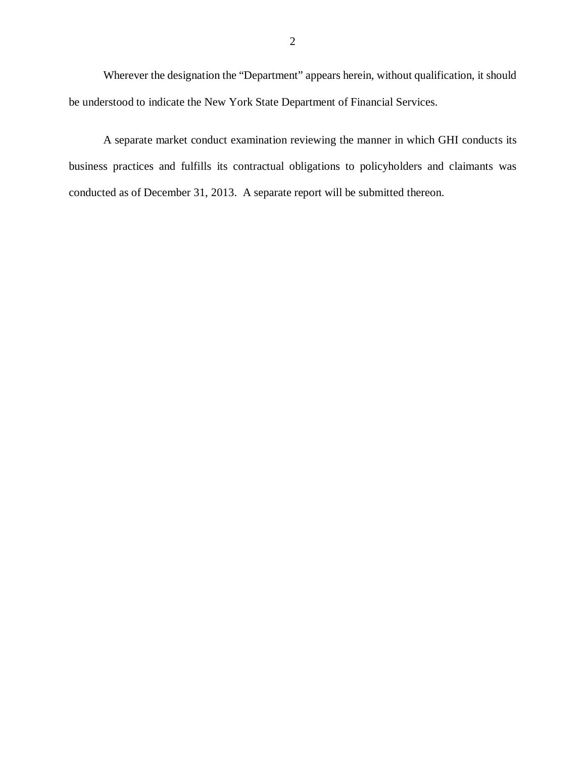Wherever the designation the "Department" appears herein, without qualification, it should be understood to indicate the New York State Department of Financial Services.

A separate market conduct examination reviewing the manner in which GHI conducts its business practices and fulfills its contractual obligations to policyholders and claimants was conducted as of December 31, 2013. A separate report will be submitted thereon.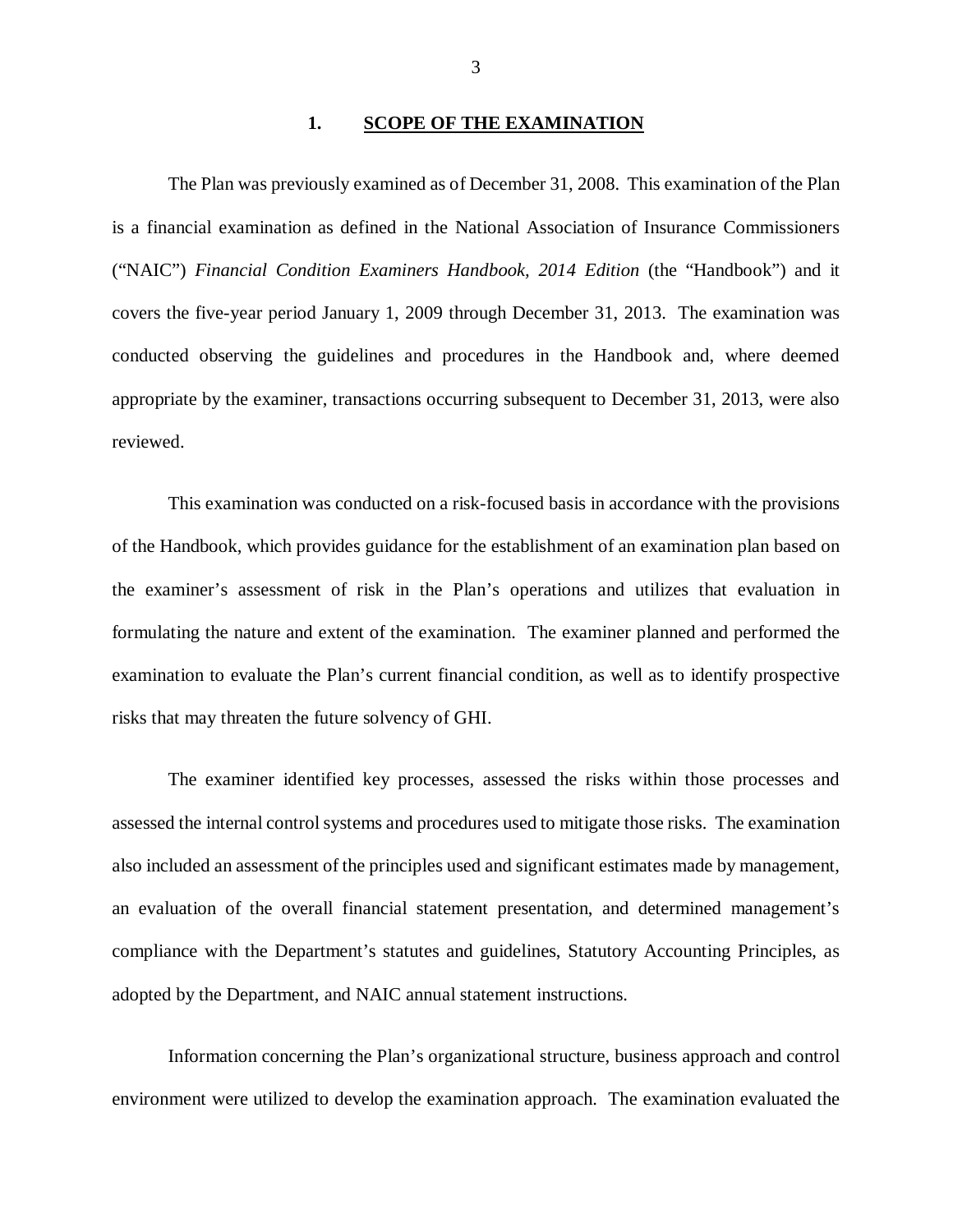## 1. SCOPE OF THE EXAMINATION

The Plan was previously examined as of December 31, 2008. This examination of the Plan is a financial examination as defined in the National Association of Insurance Commissioners ("NAIC") *Financial Condition Examiners Handbook, 2014 Edition* (the "Handbook") and it covers the five-year period January 1, 2009 through December 31, 2013. The examination was conducted observing the guidelines and procedures in the Handbook and, where deemed appropriate by the examiner, transactions occurring subsequent to December 31, 2013, were also reviewed.

This examination was conducted on a risk-focused basis in accordance with the provisions of the Handbook, which provides guidance for the establishment of an examination plan based on the examiner's assessment of risk in the Plan's operations and utilizes that evaluation in formulating the nature and extent of the examination. The examiner planned and performed the examination to evaluate the Plan's current financial condition, as well as to identify prospective risks that may threaten the future solvency of GHI.

The examiner identified key processes, assessed the risks within those processes and assessed the internal control systems and procedures used to mitigate those risks. The examination also included an assessment of the principles used and significant estimates made by management, an evaluation of the overall financial statement presentation, and determined management's compliance with the Department's statutes and guidelines, Statutory Accounting Principles, as adopted by the Department, and NAIC annual statement instructions.

Information concerning the Plan's organizational structure, business approach and control environment were utilized to develop the examination approach. The examination evaluated the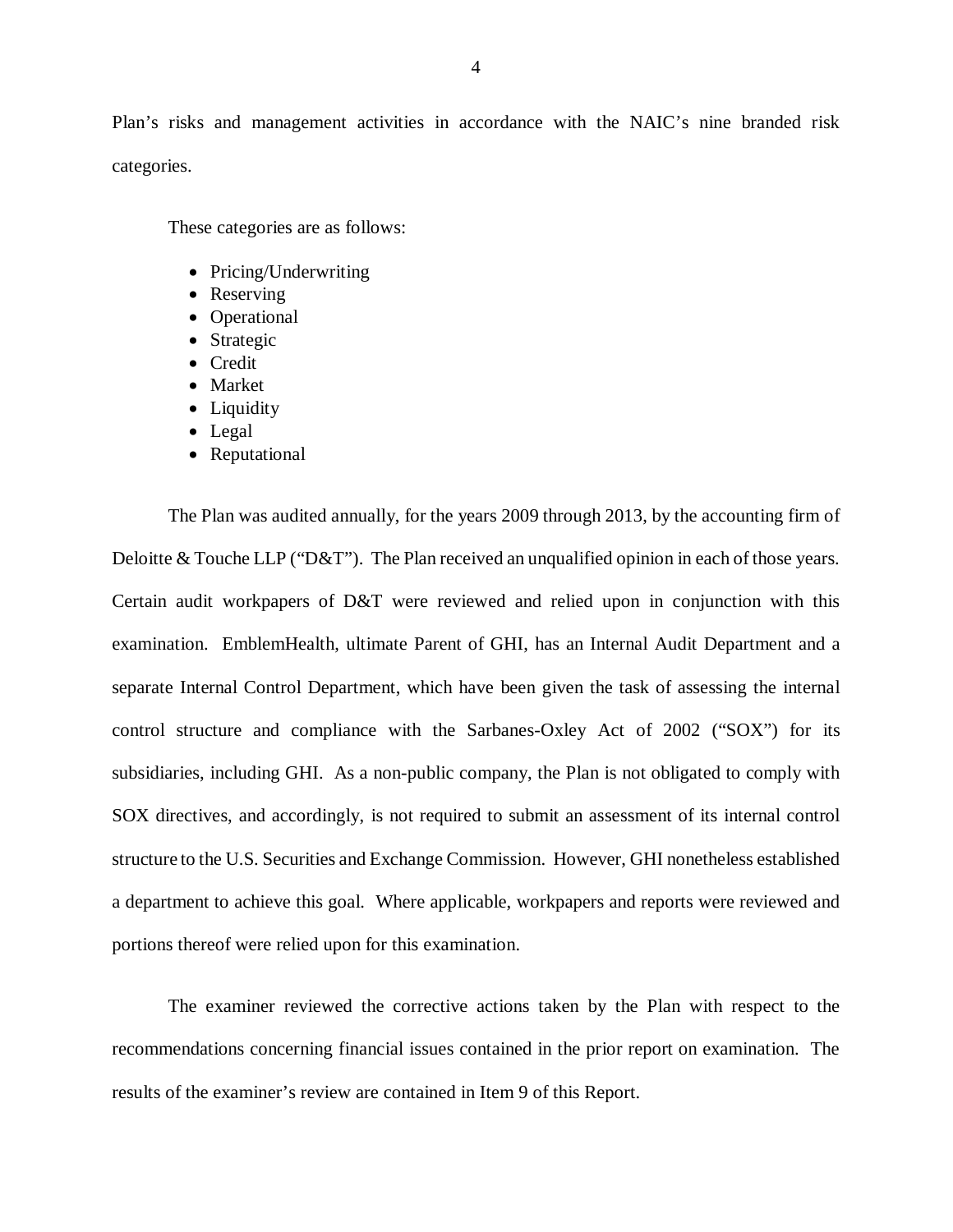Plan's risks and management activities in accordance with the NAIC's nine branded risk categories.

These categories are as follows:

- Pricing/Underwriting
- Reserving
- Operational
- Strategic
- Credit
- Market
- Liquidity
- Legal
- Reputational

The Plan was audited annually, for the years 2009 through 2013, by the accounting firm of Deloitte & Touche LLP ("D&T"). The Plan received an unqualified opinion in each of those years. Certain audit workpapers of D&T were reviewed and relied upon in conjunction with this examination. EmblemHealth, ultimate Parent of GHI, has an Internal Audit Department and a separate Internal Control Department, which have been given the task of assessing the internal control structure and compliance with the Sarbanes-Oxley Act of 2002 ("SOX") for its subsidiaries, including GHI. As a non-public company, the Plan is not obligated to comply with SOX directives, and accordingly, is not required to submit an assessment of its internal control structure to the U.S. Securities and Exchange Commission. However, GHI nonetheless established a department to achieve this goal. Where applicable, workpapers and reports were reviewed and portions thereof were relied upon for this examination.

The examiner reviewed the corrective actions taken by the Plan with respect to the recommendations concerning financial issues contained in the prior report on examination. The results of the examiner's review are contained in Item 9 of this Report.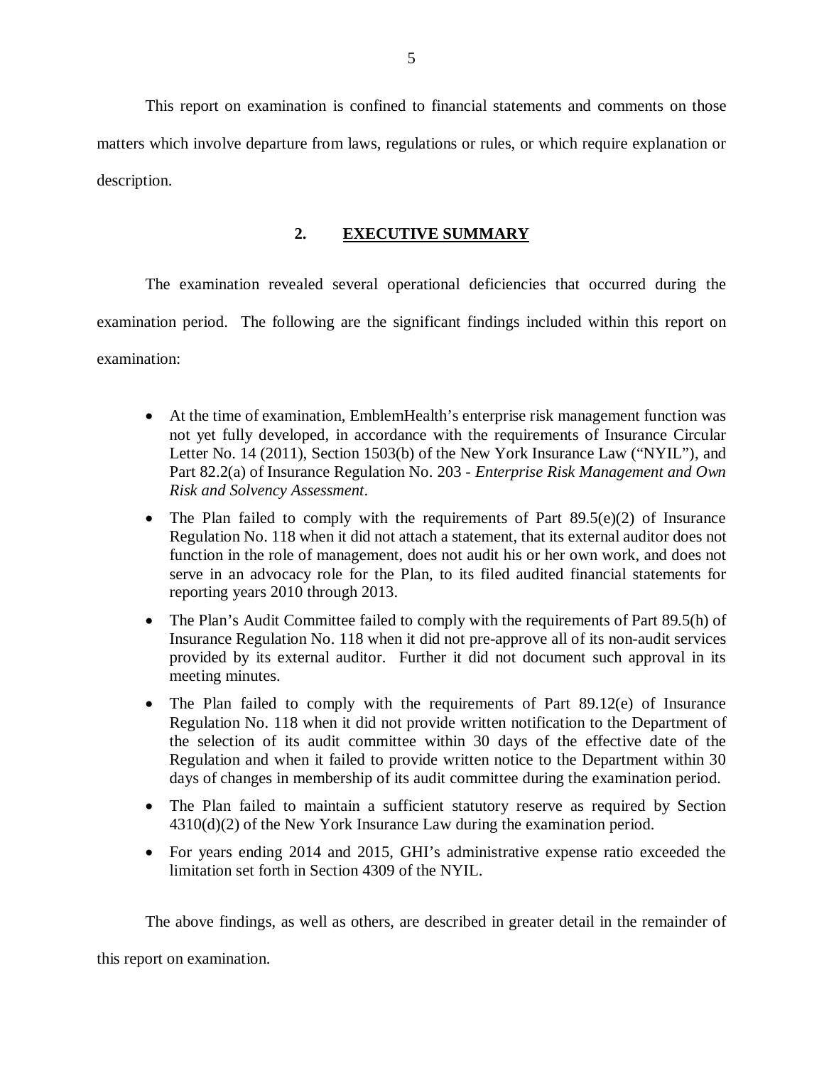This report on examination is confined to financial statements and comments on those matters which involve departure from laws, regulations or rules, or which require explanation or description.

## 2. EXECUTIVE SUMMARY

The examination revealed several operational deficiencies that occurred during the examination period. The following are the significant findings included within this report on examination:

- At the time of examination, EmblemHealth's enterprise risk management function was not yet fully developed, in accordance with the requirements of Insurance Circular Letter No. 14 (2011), Section 1503(b) of the New York Insurance Law ("NYIL"), and Part 82.2(a) of Insurance Regulation No. 203 - *Enterprise Risk Management and Own Risk and Solvency Assessment*.
- The Plan failed to comply with the requirements of Part 89.5(e)(2) of Insurance Regulation No. 118 when it did not attach a statement, that its external auditor does not function in the role of management, does not audit his or her own work, and does not serve in an advocacy role for the Plan, to its filed audited financial statements for reporting years 2010 through 2013.
- The Plan's Audit Committee failed to comply with the requirements of Part 89.5(h) of Insurance Regulation No. 118 when it did not pre-approve all of its non-audit services provided by its external auditor. Further it did not document such approval in its meeting minutes.
- The Plan failed to comply with the requirements of Part 89.12(e) of Insurance Regulation No. 118 when it did not provide written notification to the Department of the selection of its audit committee within 30 days of the effective date of the Regulation and when it failed to provide written notice to the Department within 30 days of changes in membership of its audit committee during the examination period.
- The Plan failed to maintain a sufficient statutory reserve as required by Section 4310(d)(2) of the New York Insurance Law during the examination period.
- For years ending 2014 and 2015, GHI's administrative expense ratio exceeded the limitation set forth in Section 4309 of the NYIL.

The above findings, as well as others, are described in greater detail in the remainder of this report on examination.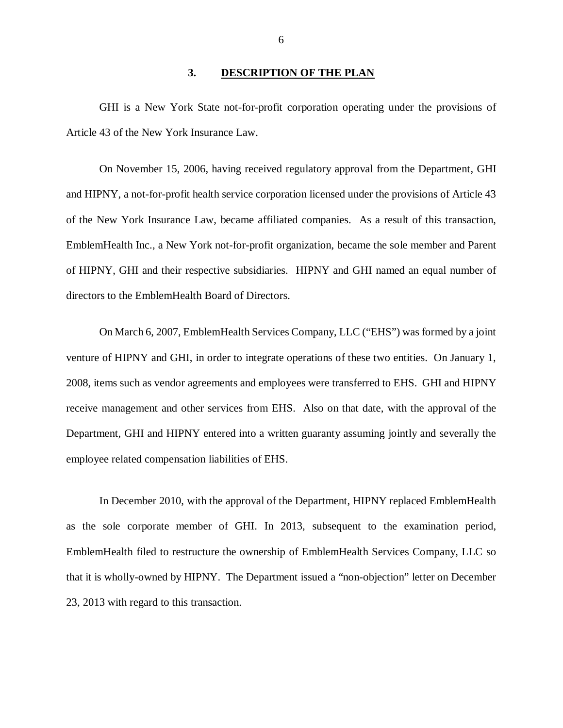## 3. DESCRIPTION OF THE PLAN

GHI is a New York State not-for-profit corporation operating under the provisions of Article 43 of the New York Insurance Law.

On November 15, 2006, having received regulatory approval from the Department, GHI and HIPNY, a not-for-profit health service corporation licensed under the provisions of Article 43 of the New York Insurance Law, became affiliated companies. As a result of this transaction, EmblemHealth Inc., a New York not-for-profit organization, became the sole member and Parent of HIPNY, GHI and their respective subsidiaries. HIPNY and GHI named an equal number of directors to the EmblemHealth Board of Directors.

On March 6, 2007, EmblemHealth Services Company, LLC ("EHS") was formed by a joint venture of HIPNY and GHI, in order to integrate operations of these two entities. On January 1, 2008, items such as vendor agreements and employees were transferred to EHS. GHI and HIPNY receive management and other services from EHS. Also on that date, with the approval of the Department, GHI and HIPNY entered into a written guaranty assuming jointly and severally the employee related compensation liabilities of EHS.

In December 2010, with the approval of the Department, HIPNY replaced EmblemHealth as the sole corporate member of GHI. In 2013, subsequent to the examination period, EmblemHealth filed to restructure the ownership of EmblemHealth Services Company, LLC so that it is wholly-owned by HIPNY. The Department issued a "non-objection" letter on December 23, 2013 with regard to this transaction.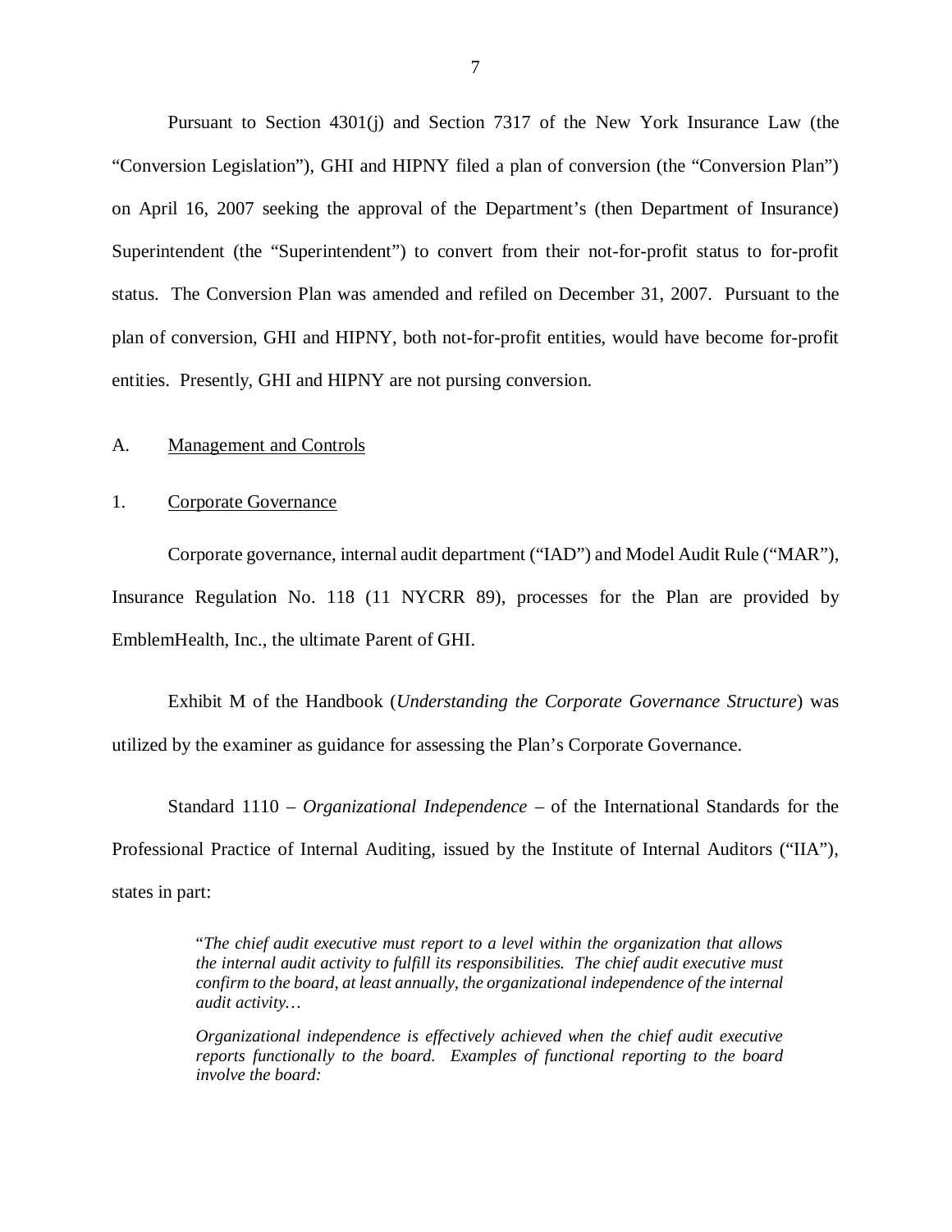Pursuant to Section 4301(j) and Section 7317 of the New York Insurance Law (the "Conversion Legislation"), GHI and HIPNY filed a plan of conversion (the "Conversion Plan") on April 16, 2007 seeking the approval of the Department's (then Department of Insurance) Superintendent (the "Superintendent") to convert from their not-for-profit status to for-profit status. The Conversion Plan was amended and refiled on December 31, 2007. Pursuant to the plan of conversion, GHI and HIPNY, both not-for-profit entities, would have become for-profit entities. Presently, GHI and HIPNY are not pursing conversion.

## A. Management and Controls

### 1. Corporate Governance

Corporate governance, internal audit department ("IAD") and Model Audit Rule ("MAR"), Insurance Regulation No. 118 (11 NYCRR 89), processes for the Plan are provided by EmblemHealth, Inc., the ultimate Parent of GHI.

Exhibit M of the Handbook (*Understanding the Corporate Governance Structure*) was utilized by the examiner as guidance for assessing the Plan's Corporate Governance.

Standard 1110 – *Organizational Independence* – of the International Standards for the Professional Practice of Internal Auditing, issued by the Institute of Internal Auditors ("IIA"), states in part:

> "*The chief audit executive must report to a level within the organization that allows the internal audit activity to fulfill its responsibilities. The chief audit executive must confirm to the board, at least annually, the organizational independence of the internal audit activity…*
>
> *Organizational independence is effectively achieved when the chief audit executive reports functionally to the board. Examples of functional reporting to the board involve the board:*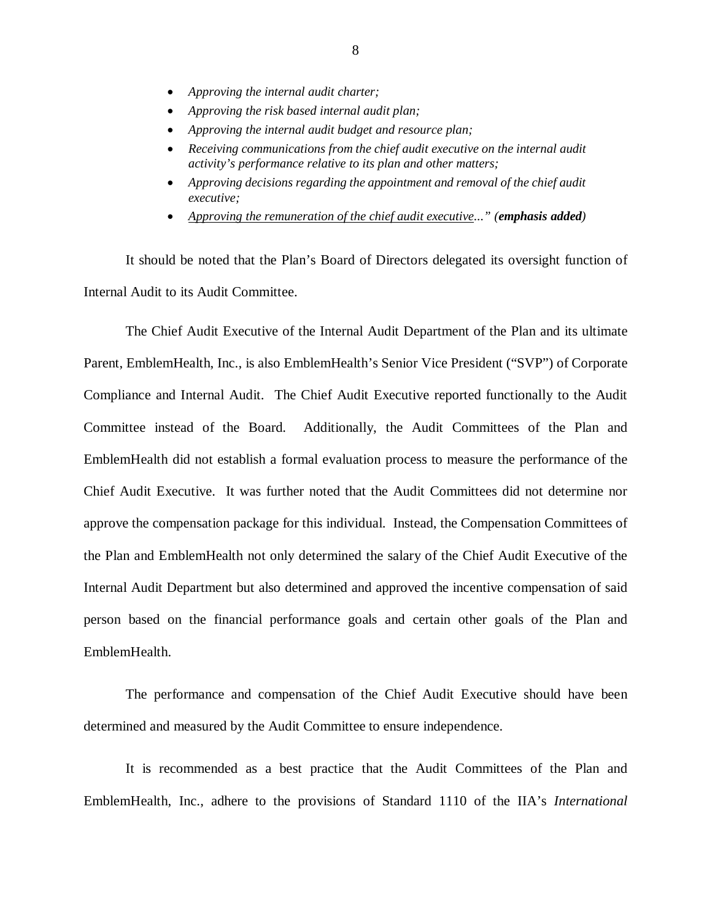- *Approving the internal audit charter;*
- *Approving the risk based internal audit plan;*
- *Approving the internal audit budget and resource plan;*
- *Receiving communications from the chief audit executive on the internal audit activity's performance relative to its plan and other matters;*
- *Approving decisions regarding the appointment and removal of the chief audit executive;*
- <u>*Approving the remuneration of the chief audit executive*</u>*..."* (***emphasis added***)

It should be noted that the Plan's Board of Directors delegated its oversight function of Internal Audit to its Audit Committee.

The Chief Audit Executive of the Internal Audit Department of the Plan and its ultimate Parent, EmblemHealth, Inc., is also EmblemHealth's Senior Vice President ("SVP") of Corporate Compliance and Internal Audit. The Chief Audit Executive reported functionally to the Audit Committee instead of the Board. Additionally, the Audit Committees of the Plan and EmblemHealth did not establish a formal evaluation process to measure the performance of the Chief Audit Executive. It was further noted that the Audit Committees did not determine nor approve the compensation package for this individual. Instead, the Compensation Committees of the Plan and EmblemHealth not only determined the salary of the Chief Audit Executive of the Internal Audit Department but also determined and approved the incentive compensation of said person based on the financial performance goals and certain other goals of the Plan and EmblemHealth.

The performance and compensation of the Chief Audit Executive should have been determined and measured by the Audit Committee to ensure independence.

It is recommended as a best practice that the Audit Committees of the Plan and EmblemHealth, Inc., adhere to the provisions of Standard 1110 of the IIA's *International*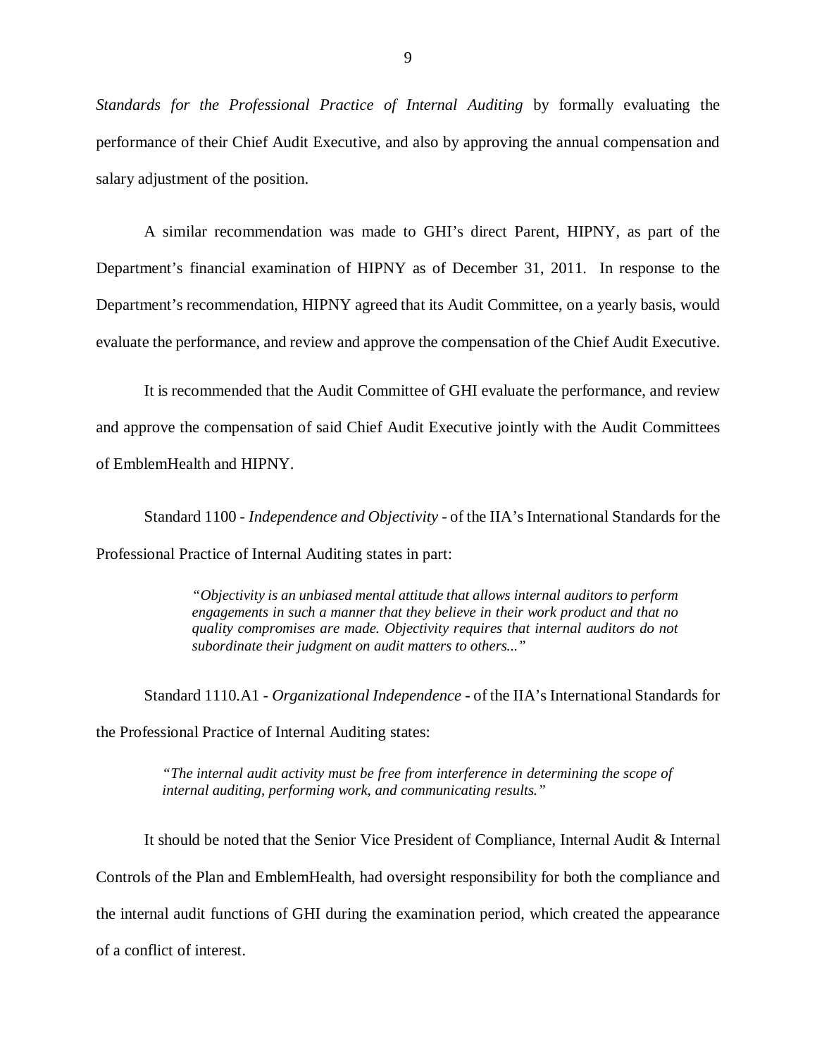*Standards for the Professional Practice of Internal Auditing* by formally evaluating the performance of their Chief Audit Executive, and also by approving the annual compensation and salary adjustment of the position.

A similar recommendation was made to GHI's direct Parent, HIPNY, as part of the Department's financial examination of HIPNY as of December 31, 2011. In response to the Department's recommendation, HIPNY agreed that its Audit Committee, on a yearly basis, would evaluate the performance, and review and approve the compensation of the Chief Audit Executive.

It is recommended that the Audit Committee of GHI evaluate the performance, and review and approve the compensation of said Chief Audit Executive jointly with the Audit Committees of EmblemHealth and HIPNY.

Standard 1100 - *Independence and Objectivity* - of the IIA's International Standards for the Professional Practice of Internal Auditing states in part:

> *"Objectivity is an unbiased mental attitude that allows internal auditors to perform engagements in such a manner that they believe in their work product and that no quality compromises are made. Objectivity requires that internal auditors do not subordinate their judgment on audit matters to others..."*

Standard 1110.A1 - *Organizational Independence* - of the IIA's International Standards for the Professional Practice of Internal Auditing states:

> *"The internal audit activity must be free from interference in determining the scope of internal auditing, performing work, and communicating results."*

It should be noted that the Senior Vice President of Compliance, Internal Audit & Internal Controls of the Plan and EmblemHealth, had oversight responsibility for both the compliance and the internal audit functions of GHI during the examination period, which created the appearance of a conflict of interest.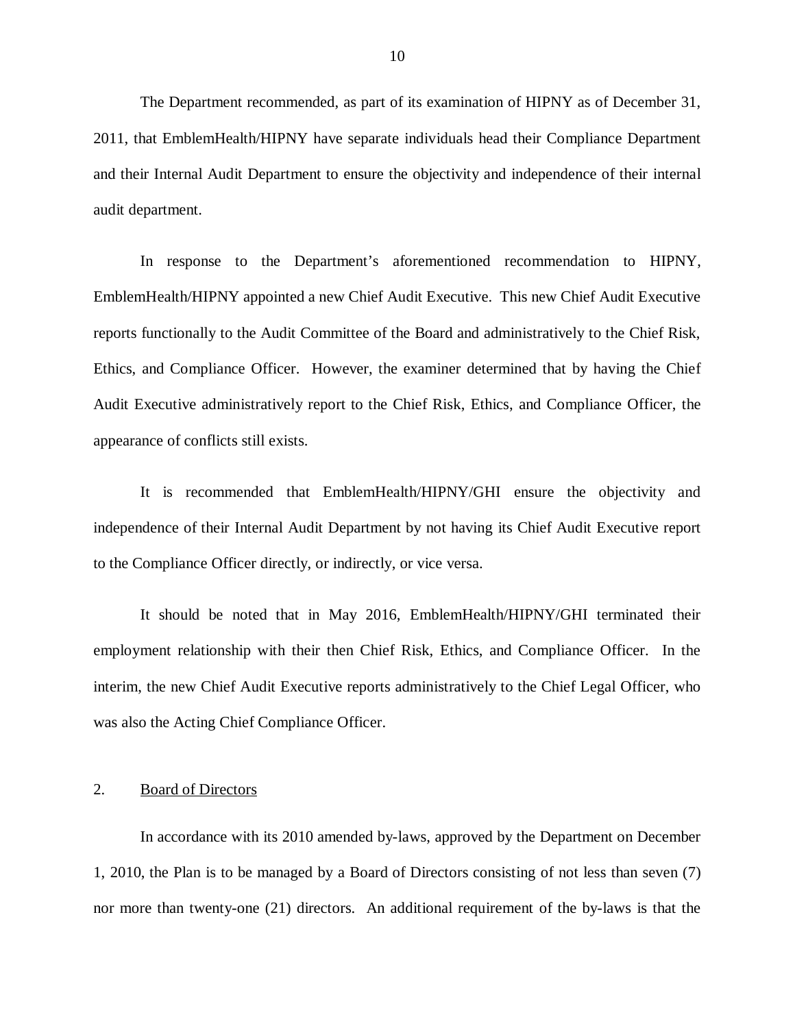The Department recommended, as part of its examination of HIPNY as of December 31, 2011, that EmblemHealth/HIPNY have separate individuals head their Compliance Department and their Internal Audit Department to ensure the objectivity and independence of their internal audit department.

In response to the Department's aforementioned recommendation to HIPNY, EmblemHealth/HIPNY appointed a new Chief Audit Executive. This new Chief Audit Executive reports functionally to the Audit Committee of the Board and administratively to the Chief Risk, Ethics, and Compliance Officer. However, the examiner determined that by having the Chief Audit Executive administratively report to the Chief Risk, Ethics, and Compliance Officer, the appearance of conflicts still exists.

It is recommended that EmblemHealth/HIPNY/GHI ensure the objectivity and independence of their Internal Audit Department by not having its Chief Audit Executive report to the Compliance Officer directly, or indirectly, or vice versa.

It should be noted that in May 2016, EmblemHealth/HIPNY/GHI terminated their employment relationship with their then Chief Risk, Ethics, and Compliance Officer. In the interim, the new Chief Audit Executive reports administratively to the Chief Legal Officer, who was also the Acting Chief Compliance Officer.

2. <u>Board of Directors</u>

In accordance with its 2010 amended by-laws, approved by the Department on December 1, 2010, the Plan is to be managed by a Board of Directors consisting of not less than seven (7) nor more than twenty-one (21) directors. An additional requirement of the by-laws is that the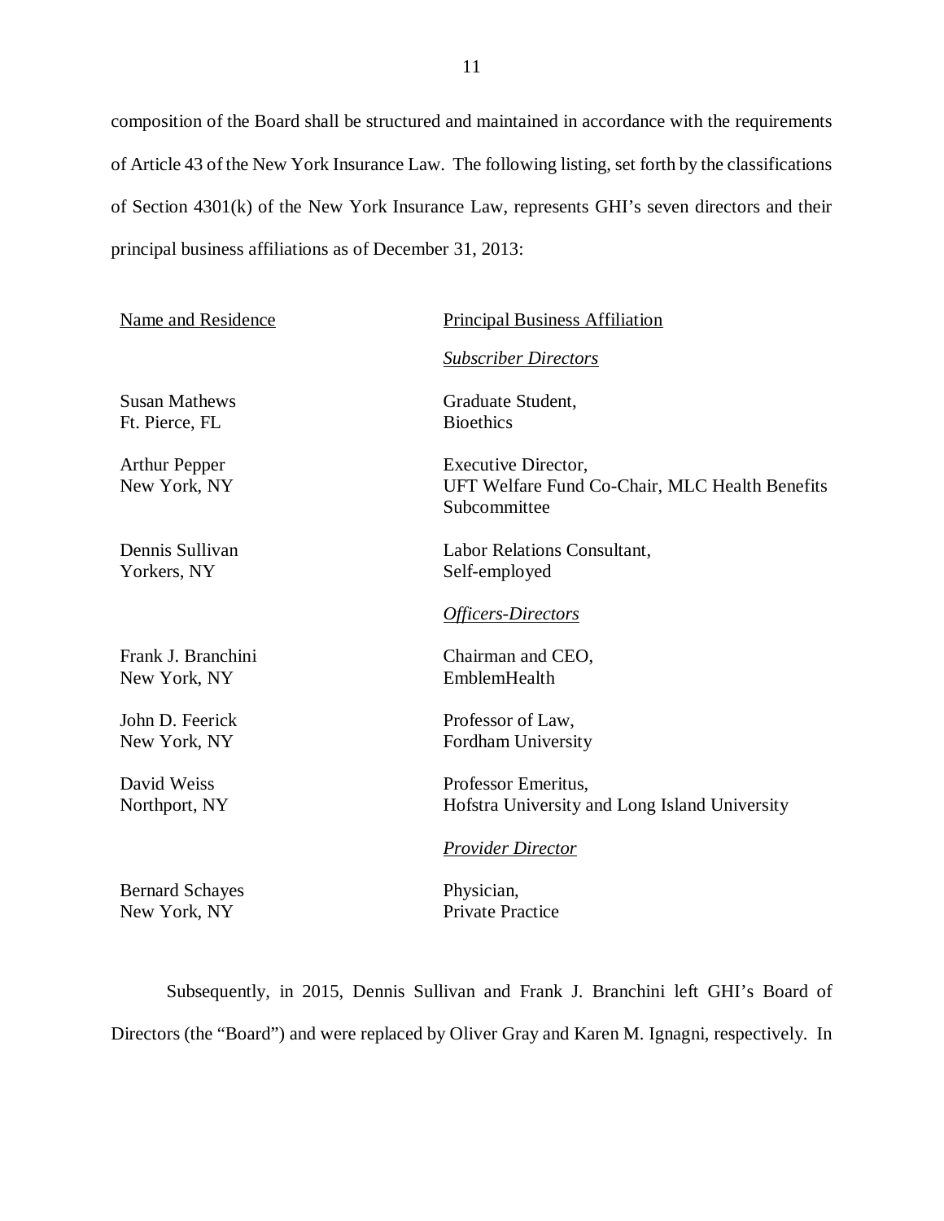composition of the Board shall be structured and maintained in accordance with the requirements of Article 43 of the New York Insurance Law. The following listing, set forth by the classifications of Section 4301(k) of the New York Insurance Law, represents GHI's seven directors and their principal business affiliations as of December 31, 2013:

| Name and Residence | Principal Business Affiliation |
| --- | --- |
| | ***Subscriber Directors*** |
| Susan Mathews<br>Ft. Pierce, FL | Graduate Student,<br>Bioethics |
| Arthur Pepper<br>New York, NY | Executive Director,<br>UFT Welfare Fund Co-Chair, MLC Health Benefits Subcommittee |
| Dennis Sullivan<br>Yorkers, NY | Labor Relations Consultant,<br>Self-employed |
| | ***Officers-Directors*** |
| Frank J. Branchini<br>New York, NY | Chairman and CEO,<br>EmblemHealth |
| John D. Feerick<br>New York, NY | Professor of Law,<br>Fordham University |
| David Weiss<br>Northport, NY | Professor Emeritus,<br>Hofstra University and Long Island University |
| | ***Provider Director*** |
| Bernard Schayes<br>New York, NY | Physician,<br>Private Practice |

Subsequently, in 2015, Dennis Sullivan and Frank J. Branchini left GHI's Board of Directors (the "Board") and were replaced by Oliver Gray and Karen M. Ignagni, respectively. In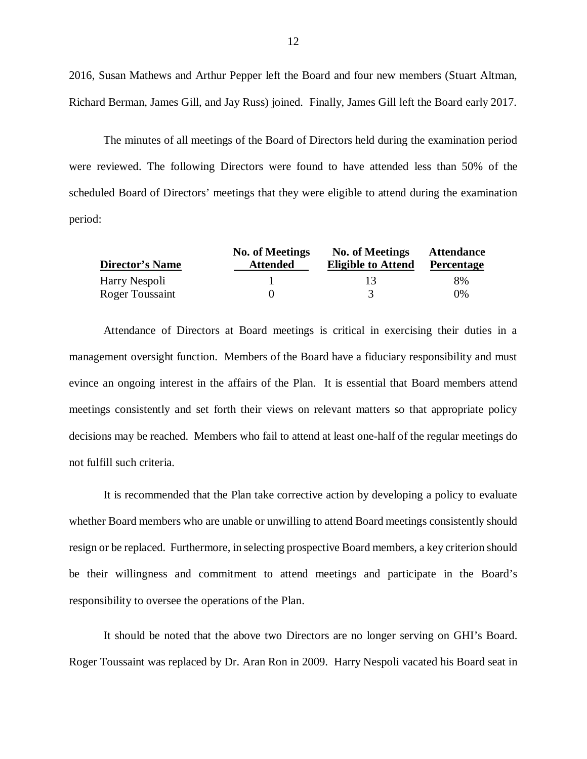2016, Susan Mathews and Arthur Pepper left the Board and four new members (Stuart Altman, Richard Berman, James Gill, and Jay Russ) joined. Finally, James Gill left the Board early 2017.

The minutes of all meetings of the Board of Directors held during the examination period were reviewed. The following Directors were found to have attended less than 50% of the scheduled Board of Directors' meetings that they were eligible to attend during the examination period:

| Director's Name | No. of Meetings Attended | No. of Meetings Eligible to Attend | Attendance Percentage |
|---|---|---|---|
| Harry Nespoli | 1 | 13 | 8% |
| Roger Toussaint | 0 | 3 | 0% |

Attendance of Directors at Board meetings is critical in exercising their duties in a management oversight function. Members of the Board have a fiduciary responsibility and must evince an ongoing interest in the affairs of the Plan. It is essential that Board members attend meetings consistently and set forth their views on relevant matters so that appropriate policy decisions may be reached. Members who fail to attend at least one-half of the regular meetings do not fulfill such criteria.

It is recommended that the Plan take corrective action by developing a policy to evaluate whether Board members who are unable or unwilling to attend Board meetings consistently should resign or be replaced. Furthermore, in selecting prospective Board members, a key criterion should be their willingness and commitment to attend meetings and participate in the Board's responsibility to oversee the operations of the Plan.

It should be noted that the above two Directors are no longer serving on GHI's Board. Roger Toussaint was replaced by Dr. Aran Ron in 2009. Harry Nespoli vacated his Board seat in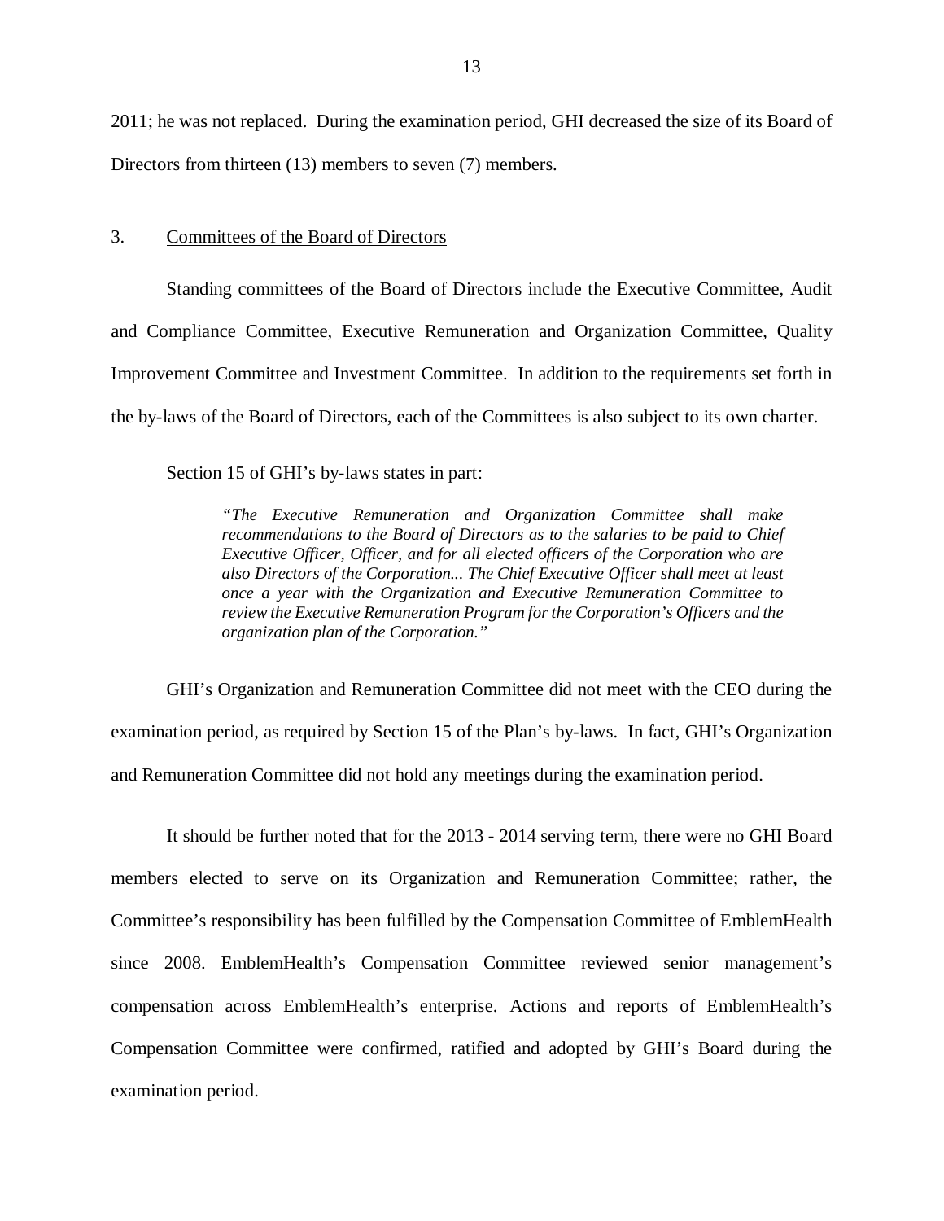2011; he was not replaced. During the examination period, GHI decreased the size of its Board of Directors from thirteen (13) members to seven (7) members.

3. Committees of the Board of Directors

Standing committees of the Board of Directors include the Executive Committee, Audit and Compliance Committee, Executive Remuneration and Organization Committee, Quality Improvement Committee and Investment Committee. In addition to the requirements set forth in the by-laws of the Board of Directors, each of the Committees is also subject to its own charter.

Section 15 of GHI's by-laws states in part:

> *"The Executive Remuneration and Organization Committee shall make recommendations to the Board of Directors as to the salaries to be paid to Chief Executive Officer, Officer, and for all elected officers of the Corporation who are also Directors of the Corporation... The Chief Executive Officer shall meet at least once a year with the Organization and Executive Remuneration Committee to review the Executive Remuneration Program for the Corporation's Officers and the organization plan of the Corporation."*

GHI's Organization and Remuneration Committee did not meet with the CEO during the examination period, as required by Section 15 of the Plan's by-laws. In fact, GHI's Organization and Remuneration Committee did not hold any meetings during the examination period.

It should be further noted that for the 2013 - 2014 serving term, there were no GHI Board members elected to serve on its Organization and Remuneration Committee; rather, the Committee's responsibility has been fulfilled by the Compensation Committee of EmblemHealth since 2008. EmblemHealth's Compensation Committee reviewed senior management's compensation across EmblemHealth's enterprise. Actions and reports of EmblemHealth's Compensation Committee were confirmed, ratified and adopted by GHI's Board during the examination period.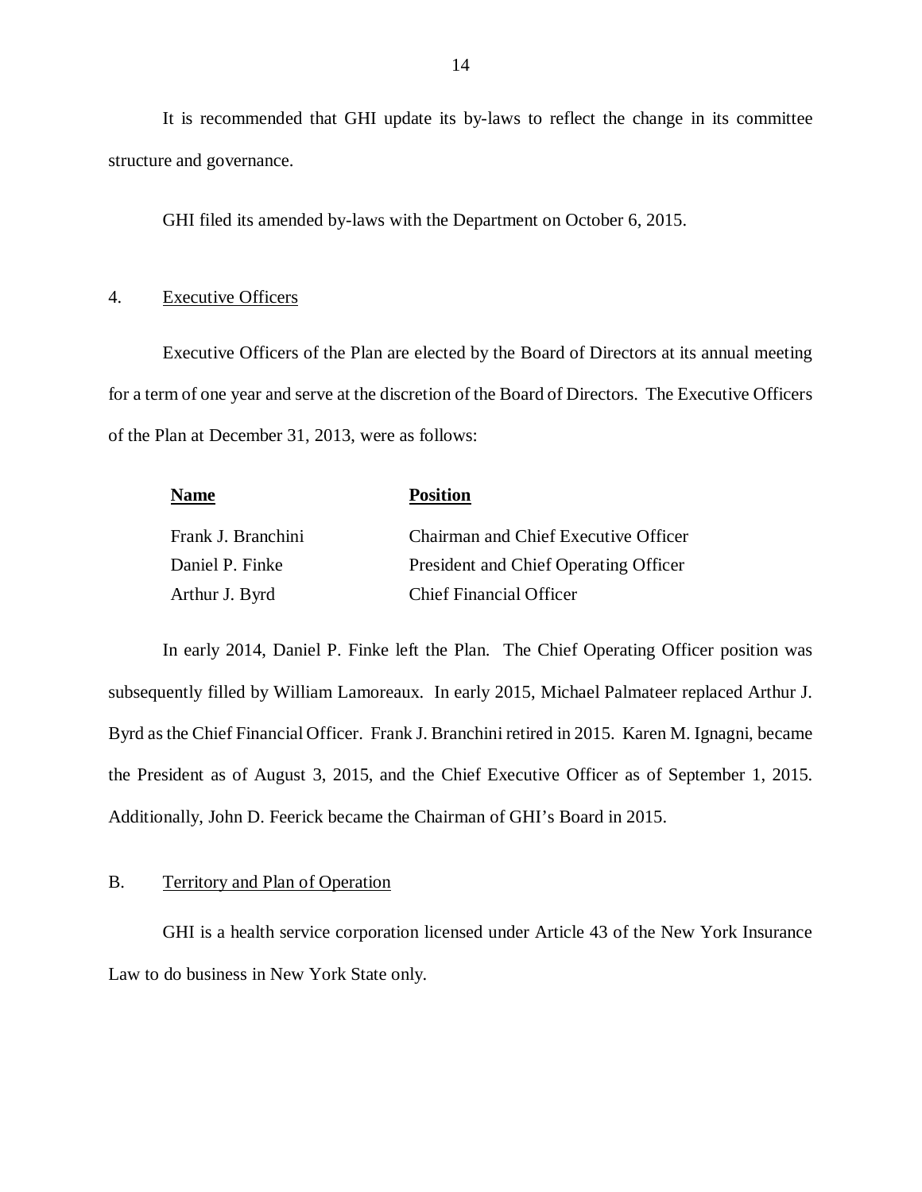It is recommended that GHI update its by-laws to reflect the change in its committee structure and governance.

GHI filed its amended by-laws with the Department on October 6, 2015.

4. Executive Officers

Executive Officers of the Plan are elected by the Board of Directors at its annual meeting for a term of one year and serve at the discretion of the Board of Directors. The Executive Officers of the Plan at December 31, 2013, were as follows:

| **Name** | **Position** |
|---|---|
| Frank J. Branchini | Chairman and Chief Executive Officer |
| Daniel P. Finke | President and Chief Operating Officer |
| Arthur J. Byrd | Chief Financial Officer |

In early 2014, Daniel P. Finke left the Plan. The Chief Operating Officer position was subsequently filled by William Lamoreaux. In early 2015, Michael Palmateer replaced Arthur J. Byrd as the Chief Financial Officer. Frank J. Branchini retired in 2015. Karen M. Ignagni, became the President as of August 3, 2015, and the Chief Executive Officer as of September 1, 2015. Additionally, John D. Feerick became the Chairman of GHI's Board in 2015.

B. Territory and Plan of Operation

GHI is a health service corporation licensed under Article 43 of the New York Insurance Law to do business in New York State only.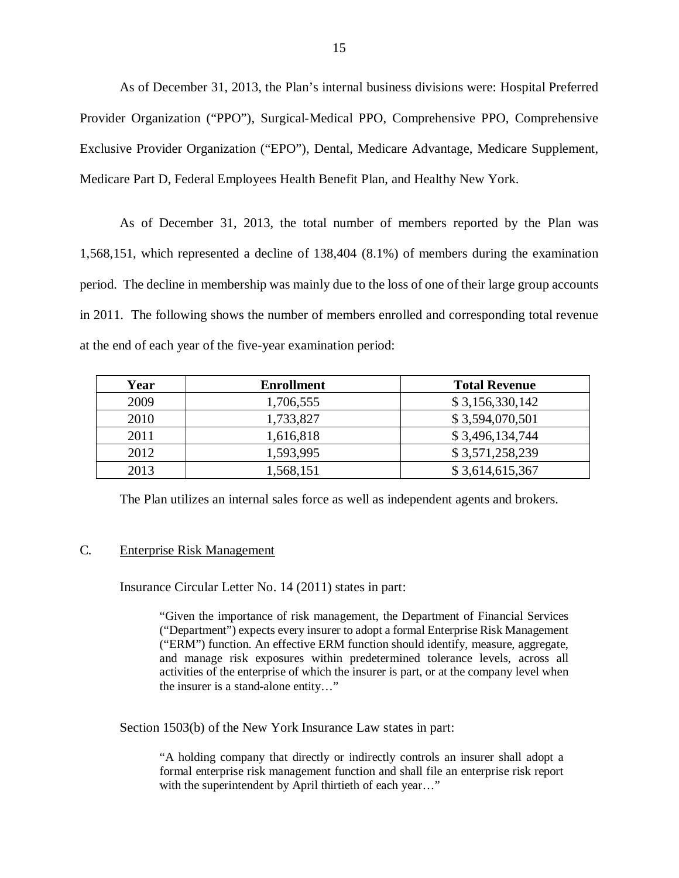As of December 31, 2013, the Plan's internal business divisions were: Hospital Preferred Provider Organization ("PPO"), Surgical-Medical PPO, Comprehensive PPO, Comprehensive Exclusive Provider Organization ("EPO"), Dental, Medicare Advantage, Medicare Supplement, Medicare Part D, Federal Employees Health Benefit Plan, and Healthy New York.

As of December 31, 2013, the total number of members reported by the Plan was 1,568,151, which represented a decline of 138,404 (8.1%) of members during the examination period. The decline in membership was mainly due to the loss of one of their large group accounts in 2011. The following shows the number of members enrolled and corresponding total revenue at the end of each year of the five-year examination period:

| Year | Enrollment | Total Revenue |
|---|---|---|
| 2009 | 1,706,555 | $ 3,156,330,142 |
| 2010 | 1,733,827 | $ 3,594,070,501 |
| 2011 | 1,616,818 | $ 3,496,134,744 |
| 2012 | 1,593,995 | $ 3,571,258,239 |
| 2013 | 1,568,151 | $ 3,614,615,367 |

The Plan utilizes an internal sales force as well as independent agents and brokers.

## C. Enterprise Risk Management

Insurance Circular Letter No. 14 (2011) states in part:

> "Given the importance of risk management, the Department of Financial Services ("Department") expects every insurer to adopt a formal Enterprise Risk Management ("ERM") function. An effective ERM function should identify, measure, aggregate, and manage risk exposures within predetermined tolerance levels, across all activities of the enterprise of which the insurer is part, or at the company level when the insurer is a stand-alone entity…"

Section 1503(b) of the New York Insurance Law states in part:

> "A holding company that directly or indirectly controls an insurer shall adopt a formal enterprise risk management function and shall file an enterprise risk report with the superintendent by April thirtieth of each year…"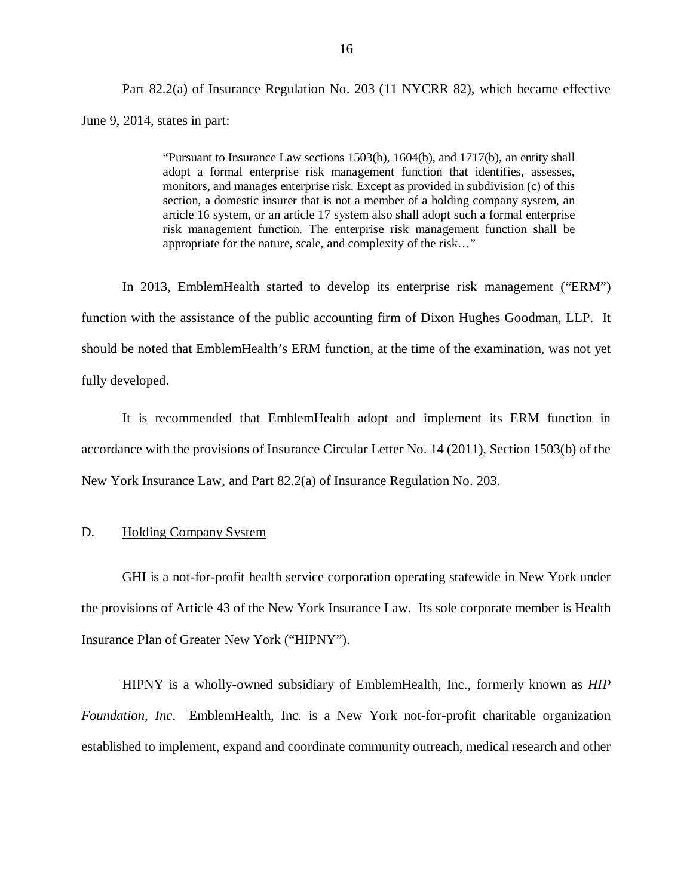Part 82.2(a) of Insurance Regulation No. 203 (11 NYCRR 82), which became effective June 9, 2014, states in part:

> "Pursuant to Insurance Law sections 1503(b), 1604(b), and 1717(b), an entity shall adopt a formal enterprise risk management function that identifies, assesses, monitors, and manages enterprise risk. Except as provided in subdivision (c) of this section, a domestic insurer that is not a member of a holding company system, an article 16 system, or an article 17 system also shall adopt such a formal enterprise risk management function. The enterprise risk management function shall be appropriate for the nature, scale, and complexity of the risk…"

In 2013, EmblemHealth started to develop its enterprise risk management ("ERM") function with the assistance of the public accounting firm of Dixon Hughes Goodman, LLP. It should be noted that EmblemHealth's ERM function, at the time of the examination, was not yet fully developed.

It is recommended that EmblemHealth adopt and implement its ERM function in accordance with the provisions of Insurance Circular Letter No. 14 (2011), Section 1503(b) of the New York Insurance Law, and Part 82.2(a) of Insurance Regulation No. 203.

## D. Holding Company System

GHI is a not-for-profit health service corporation operating statewide in New York under the provisions of Article 43 of the New York Insurance Law. Its sole corporate member is Health Insurance Plan of Greater New York ("HIPNY").

HIPNY is a wholly-owned subsidiary of EmblemHealth, Inc., formerly known as *HIP Foundation, Inc*. EmblemHealth, Inc. is a New York not-for-profit charitable organization established to implement, expand and coordinate community outreach, medical research and other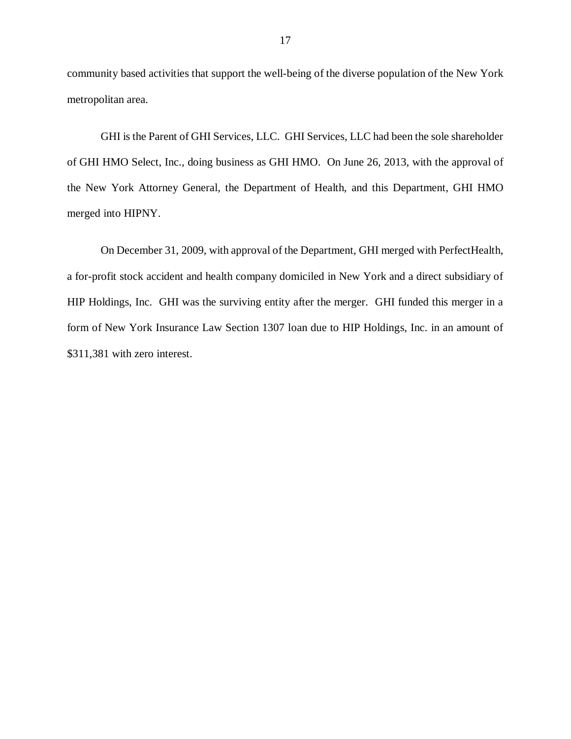community based activities that support the well-being of the diverse population of the New York metropolitan area.

GHI is the Parent of GHI Services, LLC. GHI Services, LLC had been the sole shareholder of GHI HMO Select, Inc., doing business as GHI HMO. On June 26, 2013, with the approval of the New York Attorney General, the Department of Health, and this Department, GHI HMO merged into HIPNY.

On December 31, 2009, with approval of the Department, GHI merged with PerfectHealth, a for-profit stock accident and health company domiciled in New York and a direct subsidiary of HIP Holdings, Inc. GHI was the surviving entity after the merger. GHI funded this merger in a form of New York Insurance Law Section 1307 loan due to HIP Holdings, Inc. in an amount of $311,381 with zero interest.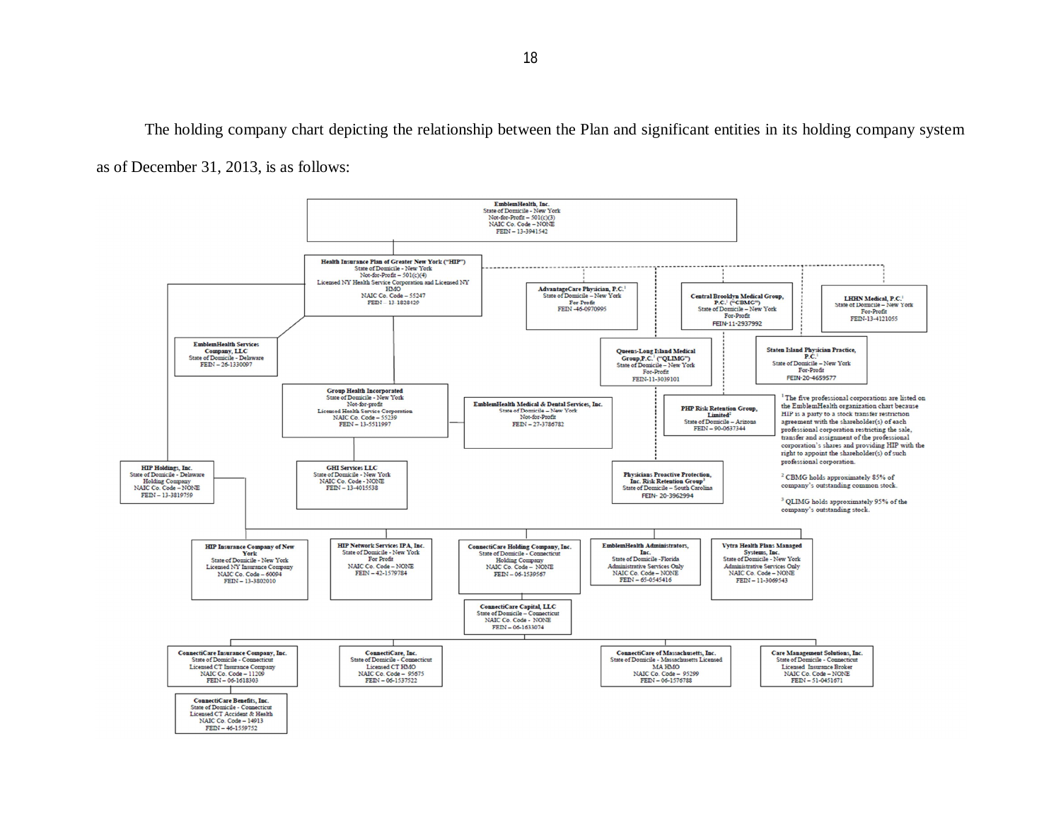The holding company chart depicting the relationship between the Plan and significant entities in its holding company system as of December 31, 2013, is as follows:

**EmblemHealth, Inc.**
State of Domicile - New York
Not-for-Profit – 501(c)(3)
NAIC Co. Code – NONE
FEIN – 13-3941542

**Health Insurance Plan of Greater New York ("HIP")**
State of Domicile - New York
Not-for-Profit – 501(c)(4)
Licensed NY Health Service Corporation and Licensed NY HMO
NAIC Co. Code – 55247
FEIN – 13-1828429

**AdvantageCare Physician, P.C.**[1]
State of Domicile – New York
For Profit
FEIN -46-0970995

**Central Brooklyn Medical Group, P.C.**[1] **("CBMG")**
State of Domicile – New York
For-Profit
FEIN-11-2937992

**LHHN Medical, P.C.**[1]
State of Domicile – New York
For-Profit
FEIN-13-4121055

**EmblemHealth Services Company, LLC**
State of Domicile - Delaware
FEIN – 26-1330097

**Queens-Long Island Medical Group,P.C.**[1] **("QLIMG")**
State of Domicile – New York
For-Profit
FEIN-11-3039101

**Staten Island Physician Practice, P.C.**[1]
State of Domicile – New York
For-Profit
FEIN-20-4659577

**Group Health Incorporated**
State of Domicile - New York
Not-for-profit
Licensed Health Service Corporation
NAIC Co. Code – 55239
FEIN – 13-5511997

**EmblemHealth Medical & Dental Services, Inc.**
State of Domicile – New York
Not-for-Profit
FEIN – 27-3786782

**PHP Risk Retention Group, Limited**[2]
State of Domicile – Arizona
FEIN – 90-0637344

**HIP Holdings, Inc.**
State of Domicile - Delaware
Holding Company
NAIC Co. Code – NONE
FEIN – 13-3819759

**GHI Services LLC**
State of Domicile - New York
NAIC Co. Code - NONE
FEIN – 13-4015538

**Physicians Proactive Protection, Inc. Risk Retention Group**[3]
State of Domicile – South Carolina
FEIN- 20-3962994

**HIP Insurance Company of New York**
State of Domicile - New York
Licensed NY Insurance Company
NAIC Co. Code – 60094
FEIN – 13-3802010

**HIP Network Services IPA, Inc.**
State of Domicile - New York
For Profit
NAIC Co. Code – NONE
FEIN – 42-1579784

**ConnectiCare Holding Company, Inc.**
State of Domicile - Connecticut
Holding Company
NAIC Co. Code – NONE
FEIN – 06-1539567

**EmblemHealth Administrators, Inc.**
State of Domicile -Florida
Administrative Services Only
NAIC Co. Code – NONE
FEIN – 65-0545416

**Vytra Health Plans Managed Systems, Inc.**
State of Domicile - New York
Administrative Services Only
NAIC Co. Code – NONE
FEIN – 11-3069543

**ConnectiCare Capital, LLC**
State of Domicile – Connecticut
NAIC Co. Code - NONE
FEIN – 06-1633074

**ConnectiCare Insurance Company, Inc.**
State of Domicile - Connecticut
Licensed CT Insurance Company
NAIC Co. Code – 11209
FEIN – 06-1618303

**ConnectiCare, Inc.**
State of Domicile - Connecticut
Licensed CT HMO
NAIC Co. Code – 95675
FEIN – 06-1537522

**ConnectiCare of Massachusetts, Inc.**
State of Domicile - Massachusetts Licensed MA HMO
NAIC Co. Code – 95299
FEIN – 06-1576788

**Care Management Solutions, Inc.**
State of Domicile - Connecticut
Licensed Insurance Broker
NAIC Co. Code – NONE
FEIN – 51-0451671

**ConnectiCare Benefits, Inc.**
State of Domicile - Connecticut
Licensed CT Accident & Health
NAIC Co. Code – 14913
FEIN – 46-1559752

[1] The five professional corporations are listed on the EmblemHealth organization chart because HIP is a party to a stock transfer restriction agreement with the shareholder(s) of each professional corporation restricting the sale, transfer and assignment of the professional corporation's shares and providing HIP with the right to appoint the shareholder(s) of such professional corporation.

[2] CBMG holds approximately 85% of company's outstanding common stock.

[3] QLIMG holds approximately 95% of the company's outstanding stock.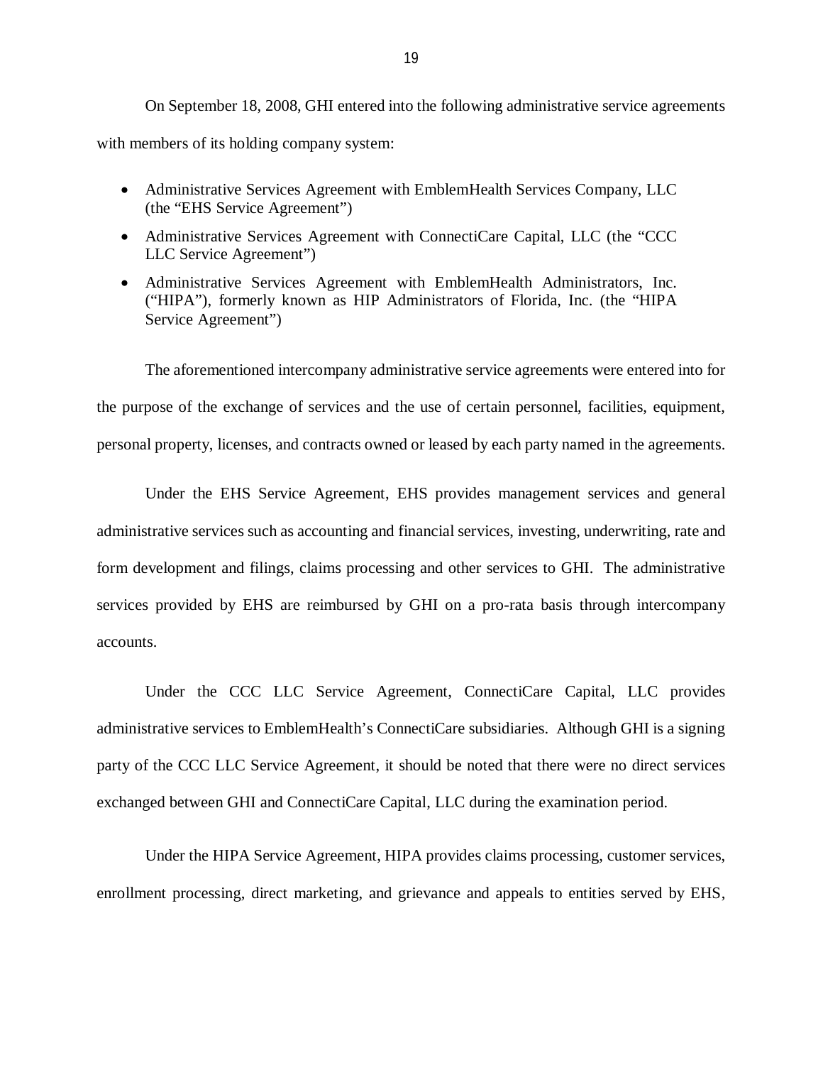On September 18, 2008, GHI entered into the following administrative service agreements with members of its holding company system:

- Administrative Services Agreement with EmblemHealth Services Company, LLC (the "EHS Service Agreement")
- Administrative Services Agreement with ConnectiCare Capital, LLC (the "CCC LLC Service Agreement")
- Administrative Services Agreement with EmblemHealth Administrators, Inc. ("HIPA"), formerly known as HIP Administrators of Florida, Inc. (the "HIPA Service Agreement")

The aforementioned intercompany administrative service agreements were entered into for the purpose of the exchange of services and the use of certain personnel, facilities, equipment, personal property, licenses, and contracts owned or leased by each party named in the agreements.

Under the EHS Service Agreement, EHS provides management services and general administrative services such as accounting and financial services, investing, underwriting, rate and form development and filings, claims processing and other services to GHI. The administrative services provided by EHS are reimbursed by GHI on a pro-rata basis through intercompany accounts.

Under the CCC LLC Service Agreement, ConnectiCare Capital, LLC provides administrative services to EmblemHealth's ConnectiCare subsidiaries. Although GHI is a signing party of the CCC LLC Service Agreement, it should be noted that there were no direct services exchanged between GHI and ConnectiCare Capital, LLC during the examination period.

Under the HIPA Service Agreement, HIPA provides claims processing, customer services, enrollment processing, direct marketing, and grievance and appeals to entities served by EHS,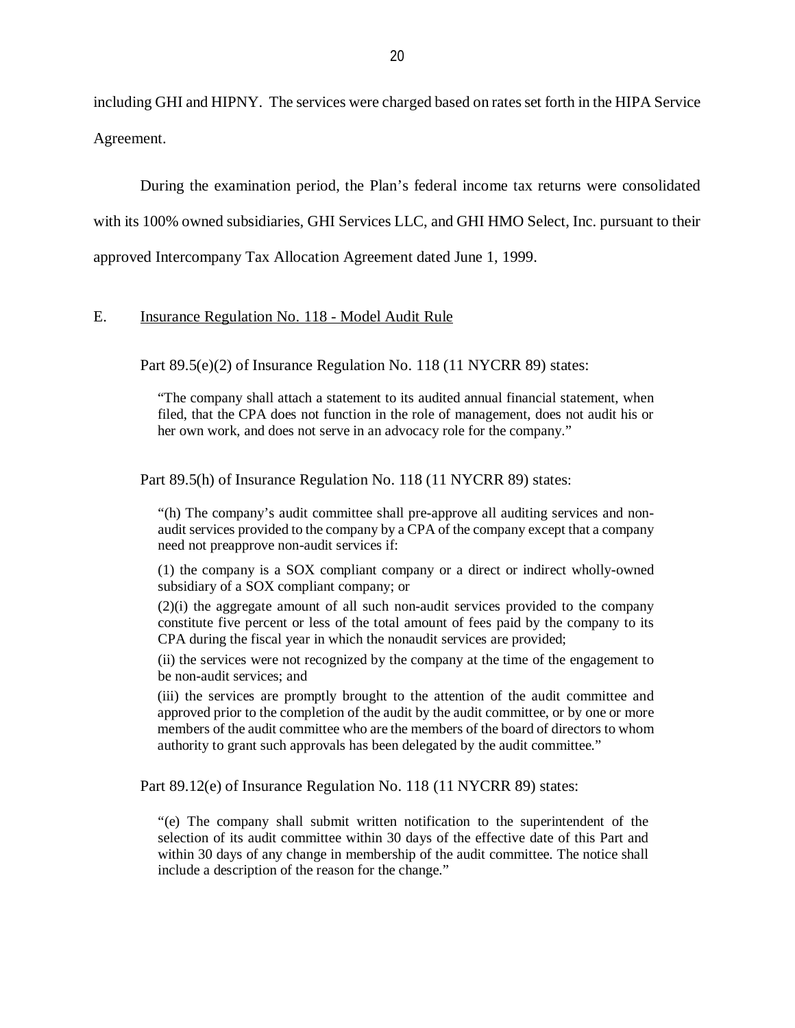including GHI and HIPNY. The services were charged based on rates set forth in the HIPA Service Agreement.

During the examination period, the Plan's federal income tax returns were consolidated with its 100% owned subsidiaries, GHI Services LLC, and GHI HMO Select, Inc. pursuant to their approved Intercompany Tax Allocation Agreement dated June 1, 1999.

## E. Insurance Regulation No. 118 - Model Audit Rule

Part 89.5(e)(2) of Insurance Regulation No. 118 (11 NYCRR 89) states:

> "The company shall attach a statement to its audited annual financial statement, when filed, that the CPA does not function in the role of management, does not audit his or her own work, and does not serve in an advocacy role for the company."

Part 89.5(h) of Insurance Regulation No. 118 (11 NYCRR 89) states:

> "(h) The company's audit committee shall pre-approve all auditing services and non-audit services provided to the company by a CPA of the company except that a company need not preapprove non-audit services if:
>
> (1) the company is a SOX compliant company or a direct or indirect wholly-owned subsidiary of a SOX compliant company; or
>
> (2)(i) the aggregate amount of all such non-audit services provided to the company constitute five percent or less of the total amount of fees paid by the company to its CPA during the fiscal year in which the nonaudit services are provided;
>
> (ii) the services were not recognized by the company at the time of the engagement to be non-audit services; and
>
> (iii) the services are promptly brought to the attention of the audit committee and approved prior to the completion of the audit by the audit committee, or by one or more members of the audit committee who are the members of the board of directors to whom authority to grant such approvals has been delegated by the audit committee."

Part 89.12(e) of Insurance Regulation No. 118 (11 NYCRR 89) states:

> "(e) The company shall submit written notification to the superintendent of the selection of its audit committee within 30 days of the effective date of this Part and within 30 days of any change in membership of the audit committee. The notice shall include a description of the reason for the change."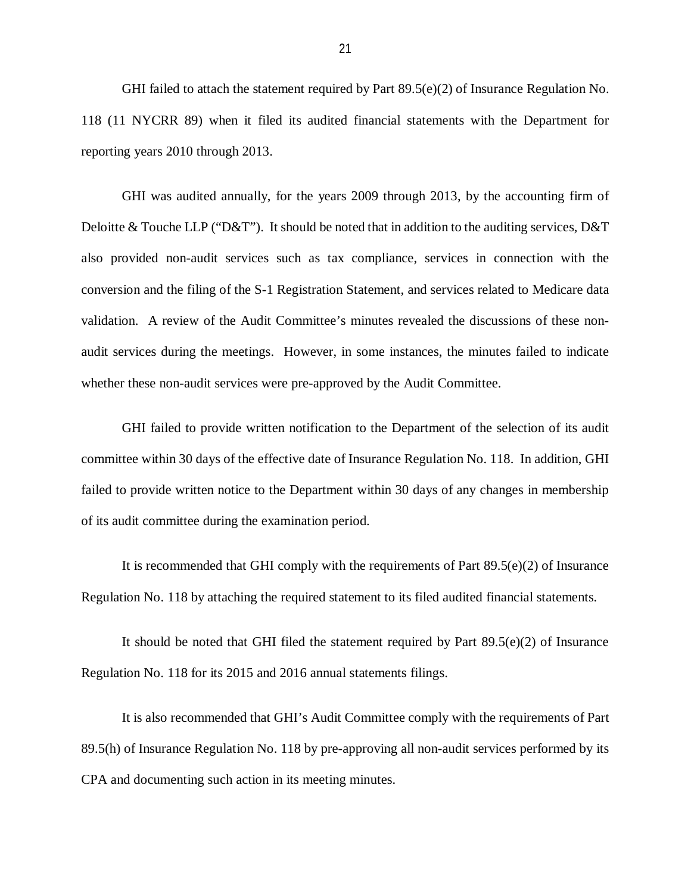GHI failed to attach the statement required by Part 89.5(e)(2) of Insurance Regulation No. 118 (11 NYCRR 89) when it filed its audited financial statements with the Department for reporting years 2010 through 2013.

GHI was audited annually, for the years 2009 through 2013, by the accounting firm of Deloitte & Touche LLP ("D&T"). It should be noted that in addition to the auditing services, D&T also provided non-audit services such as tax compliance, services in connection with the conversion and the filing of the S-1 Registration Statement, and services related to Medicare data validation. A review of the Audit Committee's minutes revealed the discussions of these non-audit services during the meetings. However, in some instances, the minutes failed to indicate whether these non-audit services were pre-approved by the Audit Committee.

GHI failed to provide written notification to the Department of the selection of its audit committee within 30 days of the effective date of Insurance Regulation No. 118. In addition, GHI failed to provide written notice to the Department within 30 days of any changes in membership of its audit committee during the examination period.

It is recommended that GHI comply with the requirements of Part 89.5(e)(2) of Insurance Regulation No. 118 by attaching the required statement to its filed audited financial statements.

It should be noted that GHI filed the statement required by Part 89.5(e)(2) of Insurance Regulation No. 118 for its 2015 and 2016 annual statements filings.

It is also recommended that GHI's Audit Committee comply with the requirements of Part 89.5(h) of Insurance Regulation No. 118 by pre-approving all non-audit services performed by its CPA and documenting such action in its meeting minutes.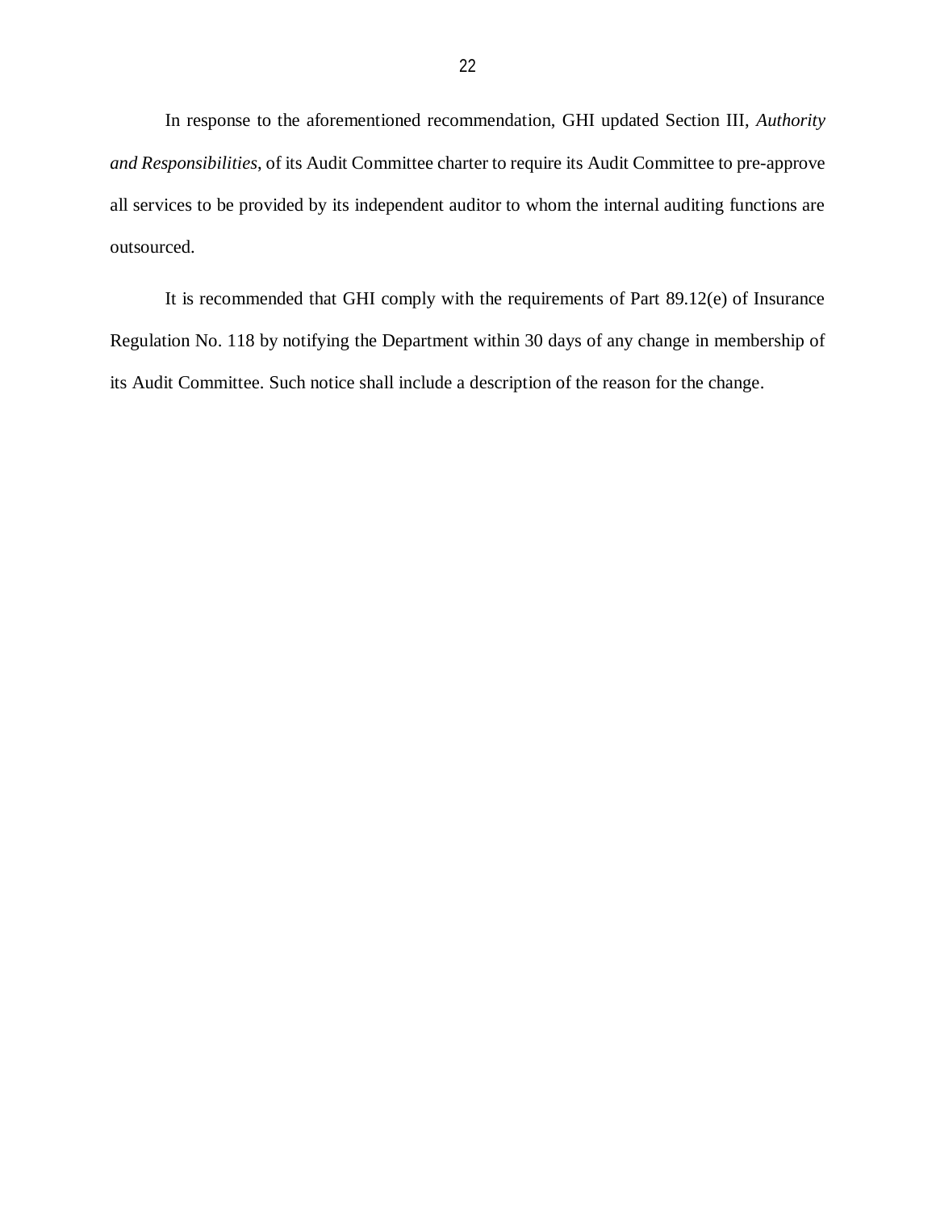In response to the aforementioned recommendation, GHI updated Section III, *Authority and Responsibilities*, of its Audit Committee charter to require its Audit Committee to pre-approve all services to be provided by its independent auditor to whom the internal auditing functions are outsourced.

It is recommended that GHI comply with the requirements of Part 89.12(e) of Insurance Regulation No. 118 by notifying the Department within 30 days of any change in membership of its Audit Committee. Such notice shall include a description of the reason for the change.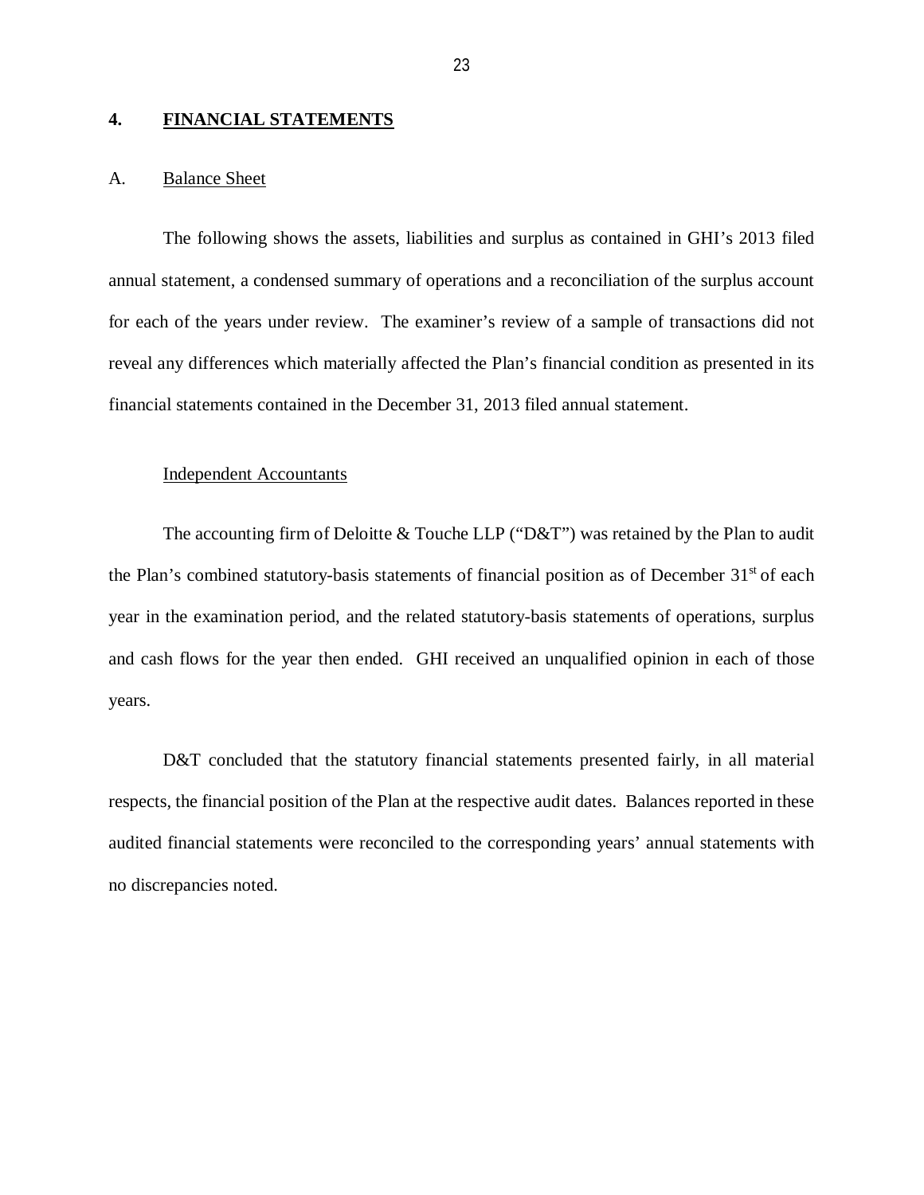## 4. FINANCIAL STATEMENTS

### A. Balance Sheet

The following shows the assets, liabilities and surplus as contained in GHI's 2013 filed annual statement, a condensed summary of operations and a reconciliation of the surplus account for each of the years under review. The examiner's review of a sample of transactions did not reveal any differences which materially affected the Plan's financial condition as presented in its financial statements contained in the December 31, 2013 filed annual statement.

#### Independent Accountants

The accounting firm of Deloitte & Touche LLP ("D&T") was retained by the Plan to audit the Plan's combined statutory-basis statements of financial position as of December 31st of each year in the examination period, and the related statutory-basis statements of operations, surplus and cash flows for the year then ended. GHI received an unqualified opinion in each of those years.

D&T concluded that the statutory financial statements presented fairly, in all material respects, the financial position of the Plan at the respective audit dates. Balances reported in these audited financial statements were reconciled to the corresponding years' annual statements with no discrepancies noted.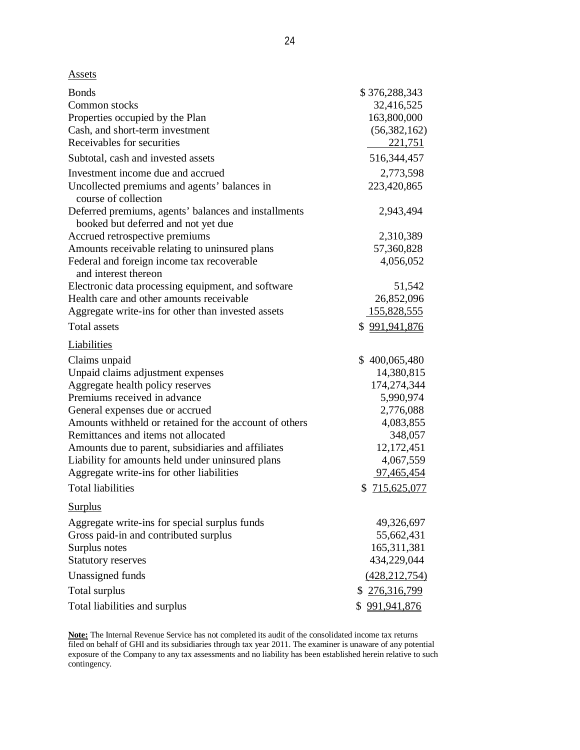| Assets | |
|---|---|
| Bonds | $ 376,288,343 |
| Common stocks | 32,416,525 |
| Properties occupied by the Plan | 163,800,000 |
| Cash, and short-term investment | (56,382,162) |
| Receivables for securities | 221,751 |
| Subtotal, cash and invested assets | 516,344,457 |
| Investment income due and accrued | 2,773,598 |
| Uncollected premiums and agents' balances in course of collection | 223,420,865 |
| Deferred premiums, agents' balances and installments booked but deferred and not yet due | 2,943,494 |
| Accrued retrospective premiums | 2,310,389 |
| Amounts receivable relating to uninsured plans | 57,360,828 |
| Federal and foreign income tax recoverable and interest thereon | 4,056,052 |
| Electronic data processing equipment, and software | 51,542 |
| Health care and other amounts receivable | 26,852,096 |
| Aggregate write-ins for other than invested assets | 155,828,555 |
| Total assets | $ 991,941,876 |
| **Liabilities** | |
| Claims unpaid | $ 400,065,480 |
| Unpaid claims adjustment expenses | 14,380,815 |
| Aggregate health policy reserves | 174,274,344 |
| Premiums received in advance | 5,990,974 |
| General expenses due or accrued | 2,776,088 |
| Amounts withheld or retained for the account of others | 4,083,855 |
| Remittances and items not allocated | 348,057 |
| Amounts due to parent, subsidiaries and affiliates | 12,172,451 |
| Liability for amounts held under uninsured plans | 4,067,559 |
| Aggregate write-ins for other liabilities | 97,465,454 |
| Total liabilities | $ 715,625,077 |
| **Surplus** | |
| Aggregate write-ins for special surplus funds | 49,326,697 |
| Gross paid-in and contributed surplus | 55,662,431 |
| Surplus notes | 165,311,381 |
| Statutory reserves | 434,229,044 |
| Unassigned funds | (428,212,754) |
| Total surplus | $ 276,316,799 |
| Total liabilities and surplus | $ 991,941,876 |

**Note:** The Internal Revenue Service has not completed its audit of the consolidated income tax returns filed on behalf of GHI and its subsidiaries through tax year 2011. The examiner is unaware of any potential exposure of the Company to any tax assessments and no liability has been established herein relative to such contingency.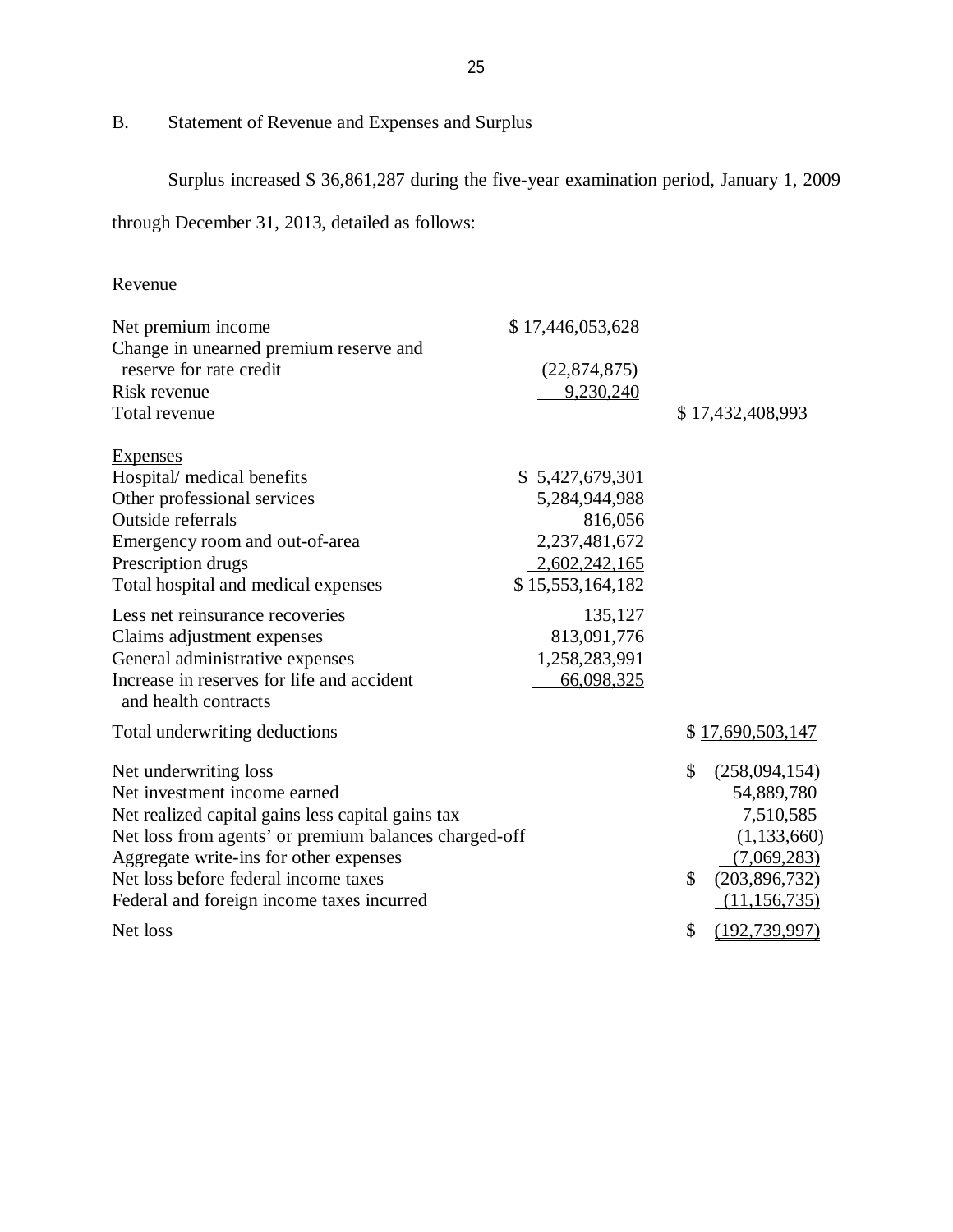## B. Statement of Revenue and Expenses and Surplus

Surplus increased $ 36,861,287 during the five-year examination period, January 1, 2009 through December 31, 2013, detailed as follows:

| | | |
|---|---|---|
| **Revenue** | | |
| Net premium income | $ 17,446,053,628 | |
| Change in unearned premium reserve and reserve for rate credit | (22,874,875) | |
| Risk revenue | 9,230,240 | |
| Total revenue | | $ 17,432,408,993 |
| **Expenses** | | |
| Hospital/ medical benefits | $ 5,427,679,301 | |
| Other professional services | 5,284,944,988 | |
| Outside referrals | 816,056 | |
| Emergency room and out-of-area | 2,237,481,672 | |
| Prescription drugs | 2,602,242,165 | |
| Total hospital and medical expenses | $ 15,553,164,182 | |
| Less net reinsurance recoveries | 135,127 | |
| Claims adjustment expenses | 813,091,776 | |
| General administrative expenses | 1,258,283,991 | |
| Increase in reserves for life and accident and health contracts | 66,098,325 | |
| Total underwriting deductions | | $ 17,690,503,147 |
| Net underwriting loss | | $ (258,094,154) |
| Net investment income earned | | 54,889,780 |
| Net realized capital gains less capital gains tax | | 7,510,585 |
| Net loss from agents' or premium balances charged-off | | (1,133,660) |
| Aggregate write-ins for other expenses | | (7,069,283) |
| Net loss before federal income taxes | | $ (203,896,732) |
| Federal and foreign income taxes incurred | | (11,156,735) |
| Net loss | | $ (192,739,997) |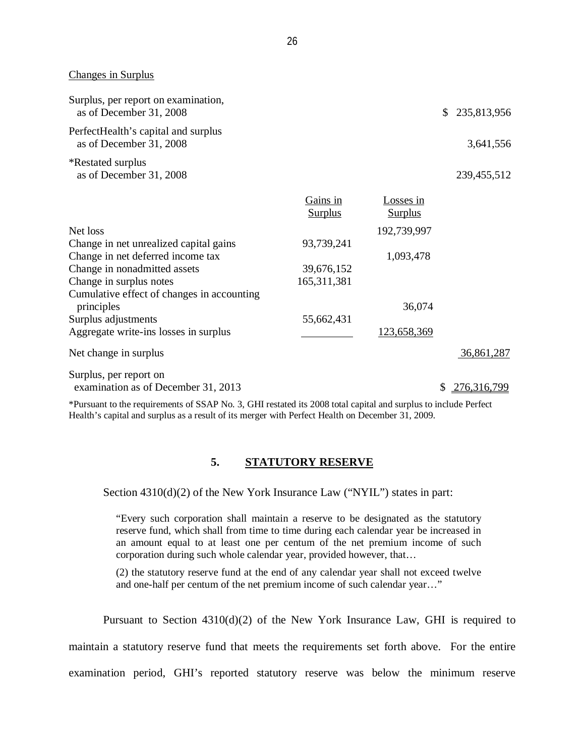Changes in Surplus

| | Gains in Surplus | Losses in Surplus | |
|---|---|---|---|
| Surplus, per report on examination, as of December 31, 2008 | | | $ 235,813,956 |
| PerfectHealth's capital and surplus as of December 31, 2008 | | | 3,641,556 |
| *Restated surplus as of December 31, 2008 | | | 239,455,512 |
| Net loss | | 192,739,997 | |
| Change in net unrealized capital gains | 93,739,241 | | |
| Change in net deferred income tax | | 1,093,478 | |
| Change in nonadmitted assets | 39,676,152 | | |
| Change in surplus notes | 165,311,381 | | |
| Cumulative effect of changes in accounting principles | | 36,074 | |
| Surplus adjustments | 55,662,431 | | |
| Aggregate write-ins losses in surplus | | 123,658,369 | |
| Net change in surplus | | | 36,861,287 |
| Surplus, per report on examination as of December 31, 2013 | | | $ 276,316,799 |

*Pursuant to the requirements of SSAP No. 3, GHI restated its 2008 total capital and surplus to include Perfect Health's capital and surplus as a result of its merger with Perfect Health on December 31, 2009.

## 5. STATUTORY RESERVE

Section 4310(d)(2) of the New York Insurance Law ("NYIL") states in part:

> "Every such corporation shall maintain a reserve to be designated as the statutory reserve fund, which shall from time to time during each calendar year be increased in an amount equal to at least one per centum of the net premium income of such corporation during such whole calendar year, provided however, that…
>
> (2) the statutory reserve fund at the end of any calendar year shall not exceed twelve and one-half per centum of the net premium income of such calendar year…"

Pursuant to Section 4310(d)(2) of the New York Insurance Law, GHI is required to maintain a statutory reserve fund that meets the requirements set forth above. For the entire examination period, GHI's reported statutory reserve was below the minimum reserve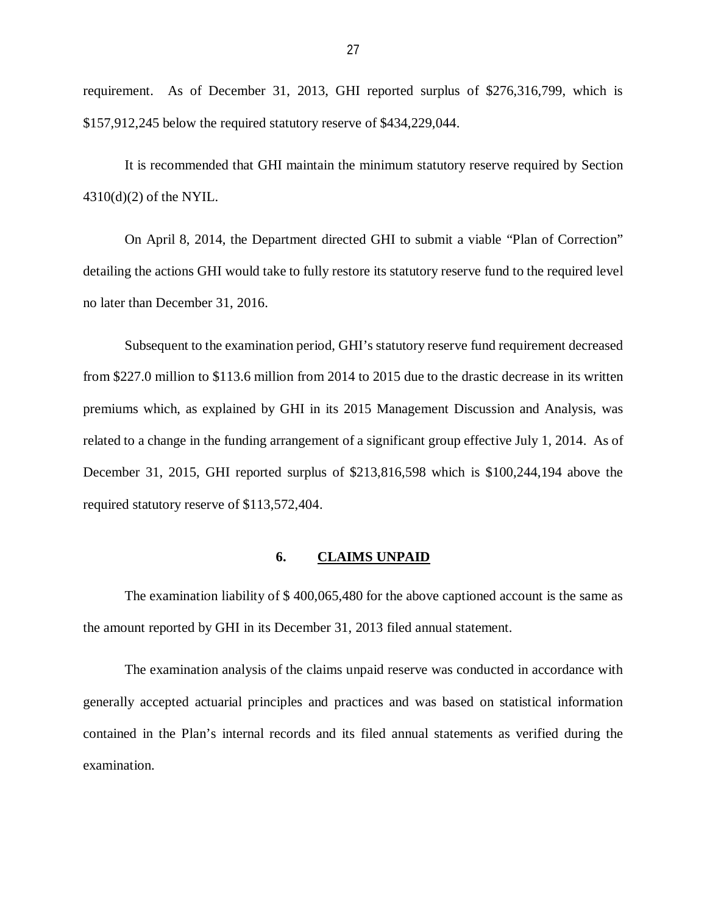requirement. As of December 31, 2013, GHI reported surplus of $276,316,799, which is $157,912,245 below the required statutory reserve of $434,229,044.

It is recommended that GHI maintain the minimum statutory reserve required by Section 4310(d)(2) of the NYIL.

On April 8, 2014, the Department directed GHI to submit a viable "Plan of Correction" detailing the actions GHI would take to fully restore its statutory reserve fund to the required level no later than December 31, 2016.

Subsequent to the examination period, GHI's statutory reserve fund requirement decreased from $227.0 million to $113.6 million from 2014 to 2015 due to the drastic decrease in its written premiums which, as explained by GHI in its 2015 Management Discussion and Analysis, was related to a change in the funding arrangement of a significant group effective July 1, 2014. As of December 31, 2015, GHI reported surplus of $213,816,598 which is $100,244,194 above the required statutory reserve of $113,572,404.

## 6. CLAIMS UNPAID

The examination liability of $ 400,065,480 for the above captioned account is the same as the amount reported by GHI in its December 31, 2013 filed annual statement.

The examination analysis of the claims unpaid reserve was conducted in accordance with generally accepted actuarial principles and practices and was based on statistical information contained in the Plan's internal records and its filed annual statements as verified during the examination.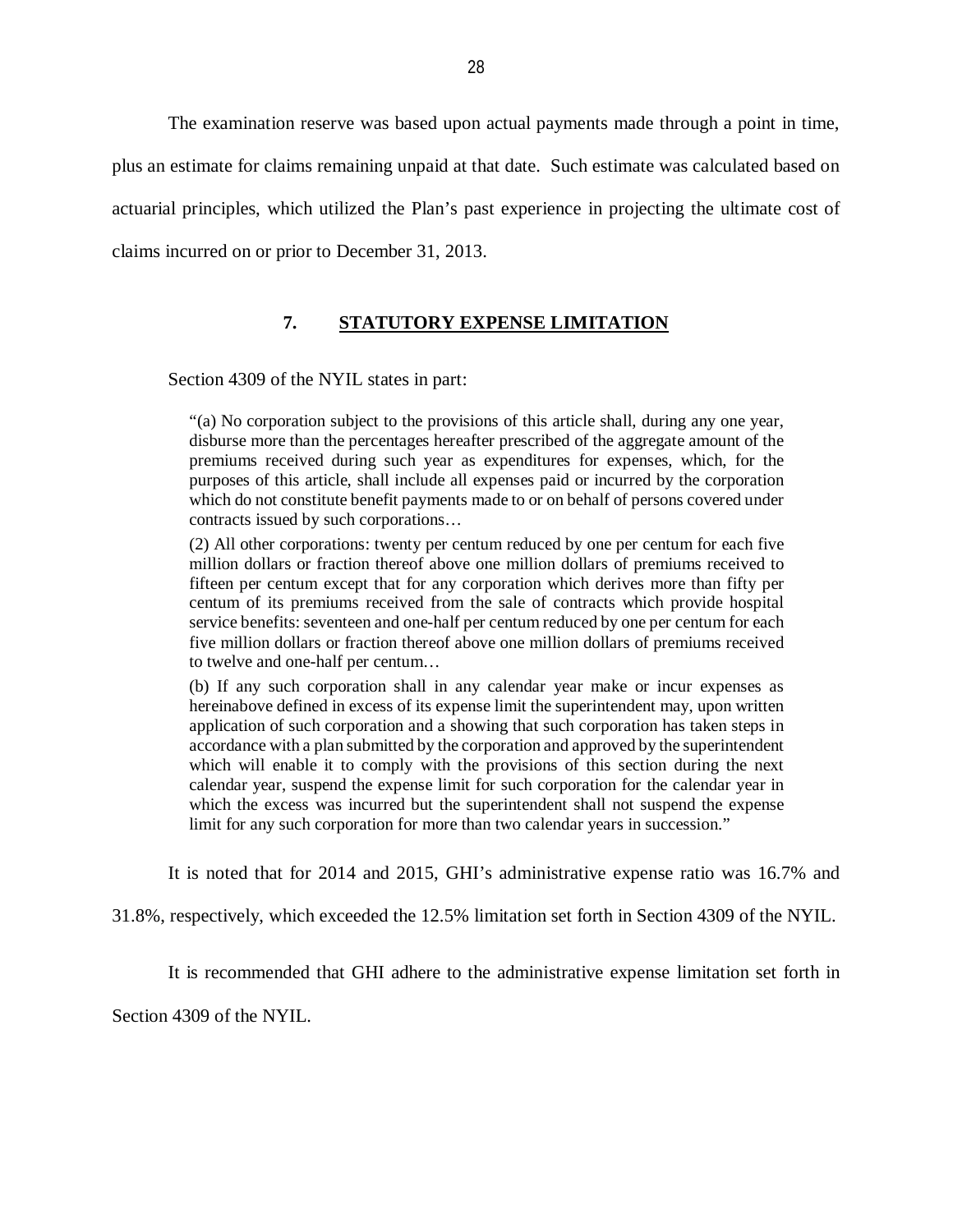The examination reserve was based upon actual payments made through a point in time, plus an estimate for claims remaining unpaid at that date. Such estimate was calculated based on actuarial principles, which utilized the Plan's past experience in projecting the ultimate cost of claims incurred on or prior to December 31, 2013.

## 7. STATUTORY EXPENSE LIMITATION

Section 4309 of the NYIL states in part:

> "(a) No corporation subject to the provisions of this article shall, during any one year, disburse more than the percentages hereafter prescribed of the aggregate amount of the premiums received during such year as expenditures for expenses, which, for the purposes of this article, shall include all expenses paid or incurred by the corporation which do not constitute benefit payments made to or on behalf of persons covered under contracts issued by such corporations…
>
> (2) All other corporations: twenty per centum reduced by one per centum for each five million dollars or fraction thereof above one million dollars of premiums received to fifteen per centum except that for any corporation which derives more than fifty per centum of its premiums received from the sale of contracts which provide hospital service benefits: seventeen and one-half per centum reduced by one per centum for each five million dollars or fraction thereof above one million dollars of premiums received to twelve and one-half per centum…
>
> (b) If any such corporation shall in any calendar year make or incur expenses as hereinabove defined in excess of its expense limit the superintendent may, upon written application of such corporation and a showing that such corporation has taken steps in accordance with a plan submitted by the corporation and approved by the superintendent which will enable it to comply with the provisions of this section during the next calendar year, suspend the expense limit for such corporation for the calendar year in which the excess was incurred but the superintendent shall not suspend the expense limit for any such corporation for more than two calendar years in succession."

It is noted that for 2014 and 2015, GHI's administrative expense ratio was 16.7% and 31.8%, respectively, which exceeded the 12.5% limitation set forth in Section 4309 of the NYIL.

It is recommended that GHI adhere to the administrative expense limitation set forth in Section 4309 of the NYIL.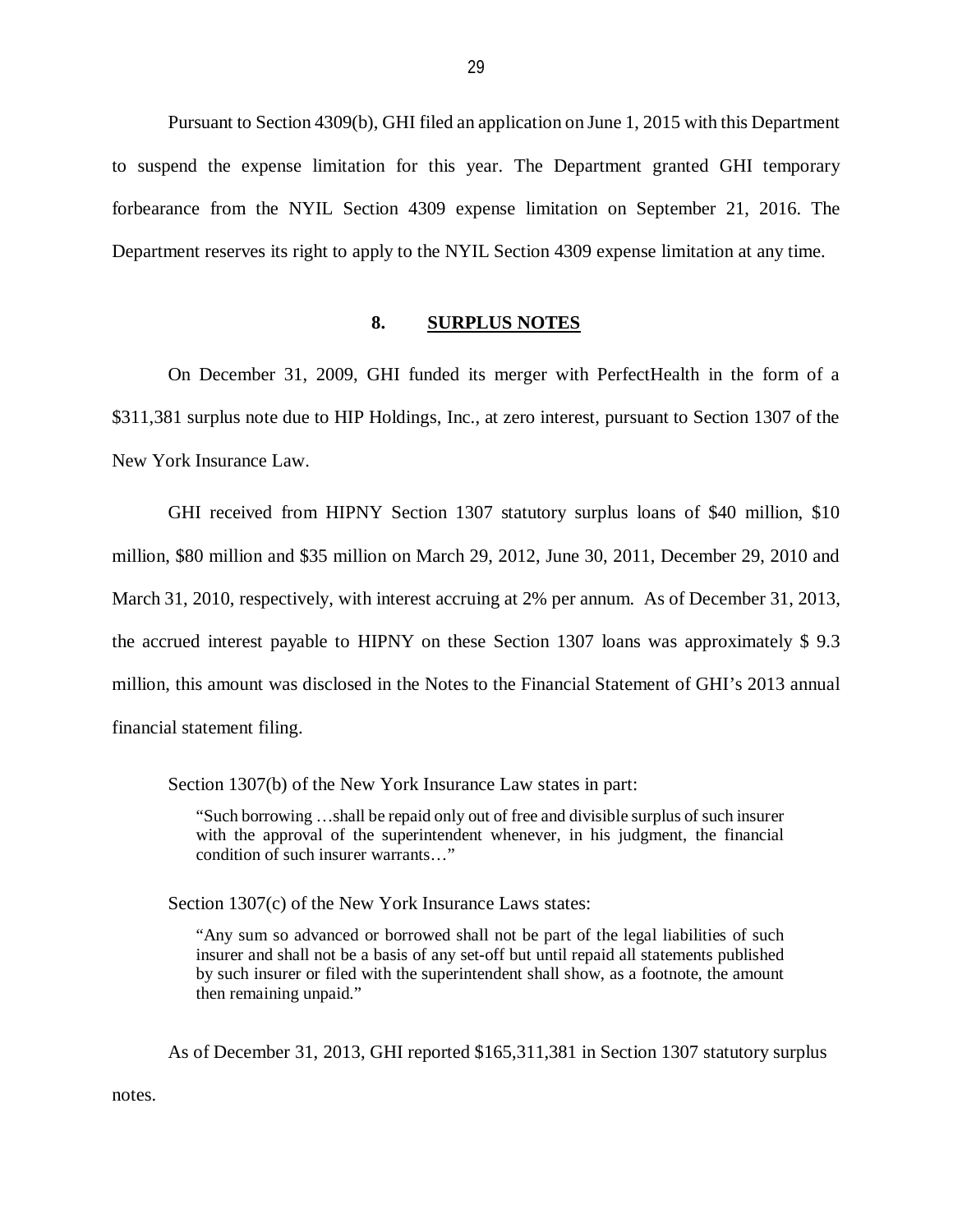Pursuant to Section 4309(b), GHI filed an application on June 1, 2015 with this Department to suspend the expense limitation for this year. The Department granted GHI temporary forbearance from the NYIL Section 4309 expense limitation on September 21, 2016. The Department reserves its right to apply to the NYIL Section 4309 expense limitation at any time.

## 8. SURPLUS NOTES

On December 31, 2009, GHI funded its merger with PerfectHealth in the form of a $311,381 surplus note due to HIP Holdings, Inc., at zero interest, pursuant to Section 1307 of the New York Insurance Law.

GHI received from HIPNY Section 1307 statutory surplus loans of $40 million, $10 million, $80 million and $35 million on March 29, 2012, June 30, 2011, December 29, 2010 and March 31, 2010, respectively, with interest accruing at 2% per annum. As of December 31, 2013, the accrued interest payable to HIPNY on these Section 1307 loans was approximately $ 9.3 million, this amount was disclosed in the Notes to the Financial Statement of GHI's 2013 annual financial statement filing.

Section 1307(b) of the New York Insurance Law states in part:

> "Such borrowing …shall be repaid only out of free and divisible surplus of such insurer with the approval of the superintendent whenever, in his judgment, the financial condition of such insurer warrants…"

Section 1307(c) of the New York Insurance Laws states:

> "Any sum so advanced or borrowed shall not be part of the legal liabilities of such insurer and shall not be a basis of any set-off but until repaid all statements published by such insurer or filed with the superintendent shall show, as a footnote, the amount then remaining unpaid."

As of December 31, 2013, GHI reported $165,311,381 in Section 1307 statutory surplus notes.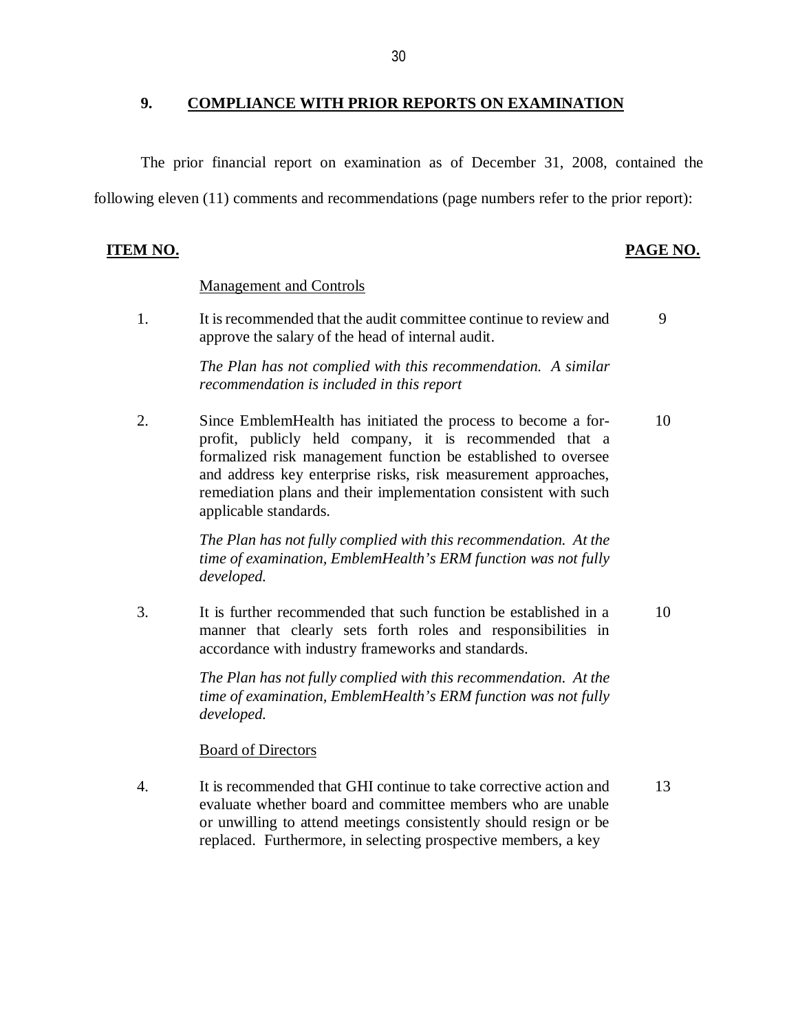## 9. COMPLIANCE WITH PRIOR REPORTS ON EXAMINATION

The prior financial report on examination as of December 31, 2008, contained the following eleven (11) comments and recommendations (page numbers refer to the prior report):

| ITEM NO. | | PAGE NO. |
|---|---|---|
| | Management and Controls | |
| 1. | It is recommended that the audit committee continue to review and approve the salary of the head of internal audit.<br><br>*The Plan has not complied with this recommendation. A similar recommendation is included in this report* | 9 |
| 2. | Since EmblemHealth has initiated the process to become a for-profit, publicly held company, it is recommended that a formalized risk management function be established to oversee and address key enterprise risks, risk measurement approaches, remediation plans and their implementation consistent with such applicable standards.<br><br>*The Plan has not fully complied with this recommendation. At the time of examination, EmblemHealth's ERM function was not fully developed.* | 10 |
| 3. | It is further recommended that such function be established in a manner that clearly sets forth roles and responsibilities in accordance with industry frameworks and standards.<br><br>*The Plan has not fully complied with this recommendation. At the time of examination, EmblemHealth's ERM function was not fully developed.* | 10 |
| | Board of Directors | |
| 4. | It is recommended that GHI continue to take corrective action and evaluate whether board and committee members who are unable or unwilling to attend meetings consistently should resign or be replaced. Furthermore, in selecting prospective members, a key | 13 |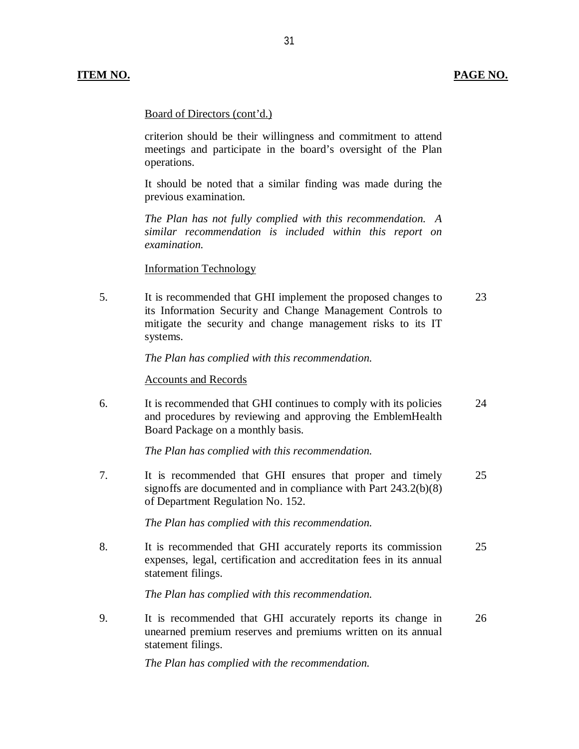| ITEM NO. | | PAGE NO. |
|---|---|---|
| | Board of Directors (cont'd.) | |
| | criterion should be their willingness and commitment to attend meetings and participate in the board's oversight of the Plan operations. | |
| | It should be noted that a similar finding was made during the previous examination. | |
| | *The Plan has not fully complied with this recommendation. A similar recommendation is included within this report on examination.* | |
| | Information Technology | |
| 5. | It is recommended that GHI implement the proposed changes to its Information Security and Change Management Controls to mitigate the security and change management risks to its IT systems. | 23 |
| | *The Plan has complied with this recommendation.* | |
| | Accounts and Records | |
| 6. | It is recommended that GHI continues to comply with its policies and procedures by reviewing and approving the EmblemHealth Board Package on a monthly basis. | 24 |
| | *The Plan has complied with this recommendation.* | |
| 7. | It is recommended that GHI ensures that proper and timely signoffs are documented and in compliance with Part 243.2(b)(8) of Department Regulation No. 152. | 25 |
| | *The Plan has complied with this recommendation.* | |
| 8. | It is recommended that GHI accurately reports its commission expenses, legal, certification and accreditation fees in its annual statement filings. | 25 |
| | *The Plan has complied with this recommendation.* | |
| 9. | It is recommended that GHI accurately reports its change in unearned premium reserves and premiums written on its annual statement filings. | 26 |
| | *The Plan has complied with the recommendation.* | |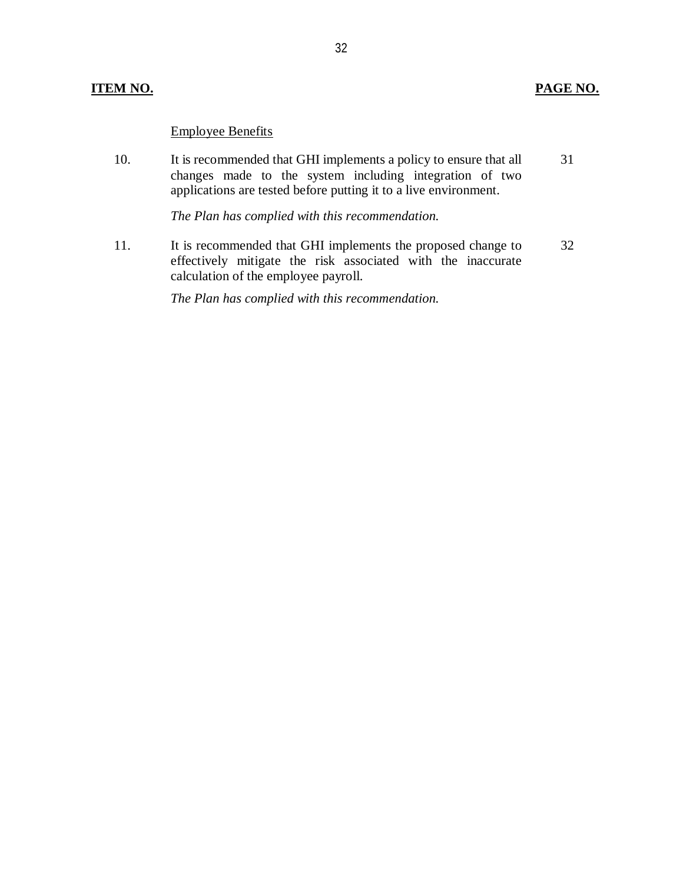| ITEM NO. | | PAGE NO. |
|---|---|---|
| | Employee Benefits | |
| 10. | It is recommended that GHI implements a policy to ensure that all changes made to the system including integration of two applications are tested before putting it to a live environment.<br><br>*The Plan has complied with this recommendation.* | 31 |
| 11. | It is recommended that GHI implements the proposed change to effectively mitigate the risk associated with the inaccurate calculation of the employee payroll.<br><br>*The Plan has complied with this recommendation.* | 32 |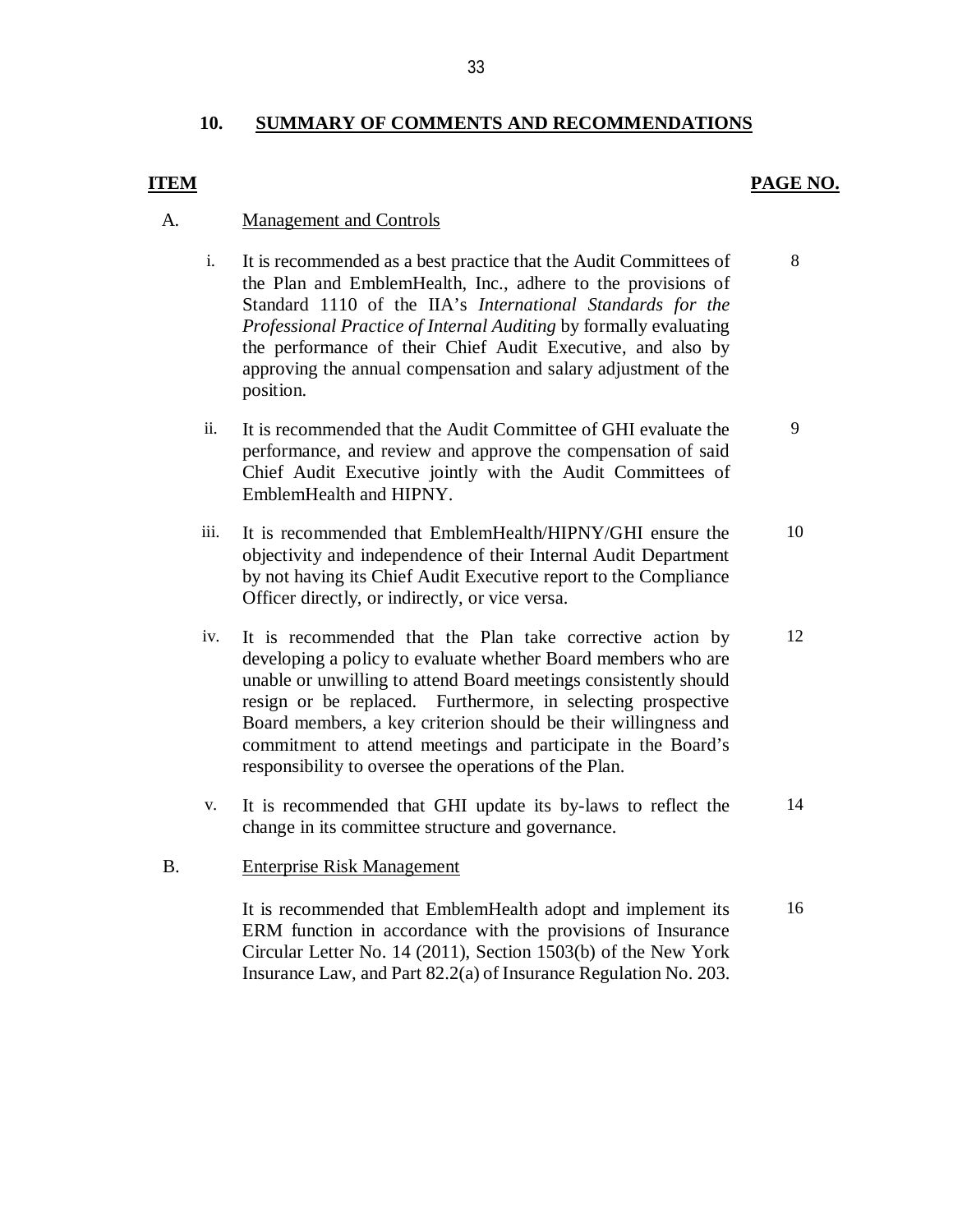## 10. SUMMARY OF COMMENTS AND RECOMMENDATIONS

| ITEM | | | PAGE NO. |
|---|---|---|---|
| A. | | Management and Controls | |
| | i. | It is recommended as a best practice that the Audit Committees of the Plan and EmblemHealth, Inc., adhere to the provisions of Standard 1110 of the IIA's *International Standards for the Professional Practice of Internal Auditing* by formally evaluating the performance of their Chief Audit Executive, and also by approving the annual compensation and salary adjustment of the position. | 8 |
| | ii. | It is recommended that the Audit Committee of GHI evaluate the performance, and review and approve the compensation of said Chief Audit Executive jointly with the Audit Committees of EmblemHealth and HIPNY. | 9 |
| | iii. | It is recommended that EmblemHealth/HIPNY/GHI ensure the objectivity and independence of their Internal Audit Department by not having its Chief Audit Executive report to the Compliance Officer directly, or indirectly, or vice versa. | 10 |
| | iv. | It is recommended that the Plan take corrective action by developing a policy to evaluate whether Board members who are unable or unwilling to attend Board meetings consistently should resign or be replaced. Furthermore, in selecting prospective Board members, a key criterion should be their willingness and commitment to attend meetings and participate in the Board's responsibility to oversee the operations of the Plan. | 12 |
| | v. | It is recommended that GHI update its by-laws to reflect the change in its committee structure and governance. | 14 |
| B. | | Enterprise Risk Management | |
| | | It is recommended that EmblemHealth adopt and implement its ERM function in accordance with the provisions of Insurance Circular Letter No. 14 (2011), Section 1503(b) of the New York Insurance Law, and Part 82.2(a) of Insurance Regulation No. 203. | 16 |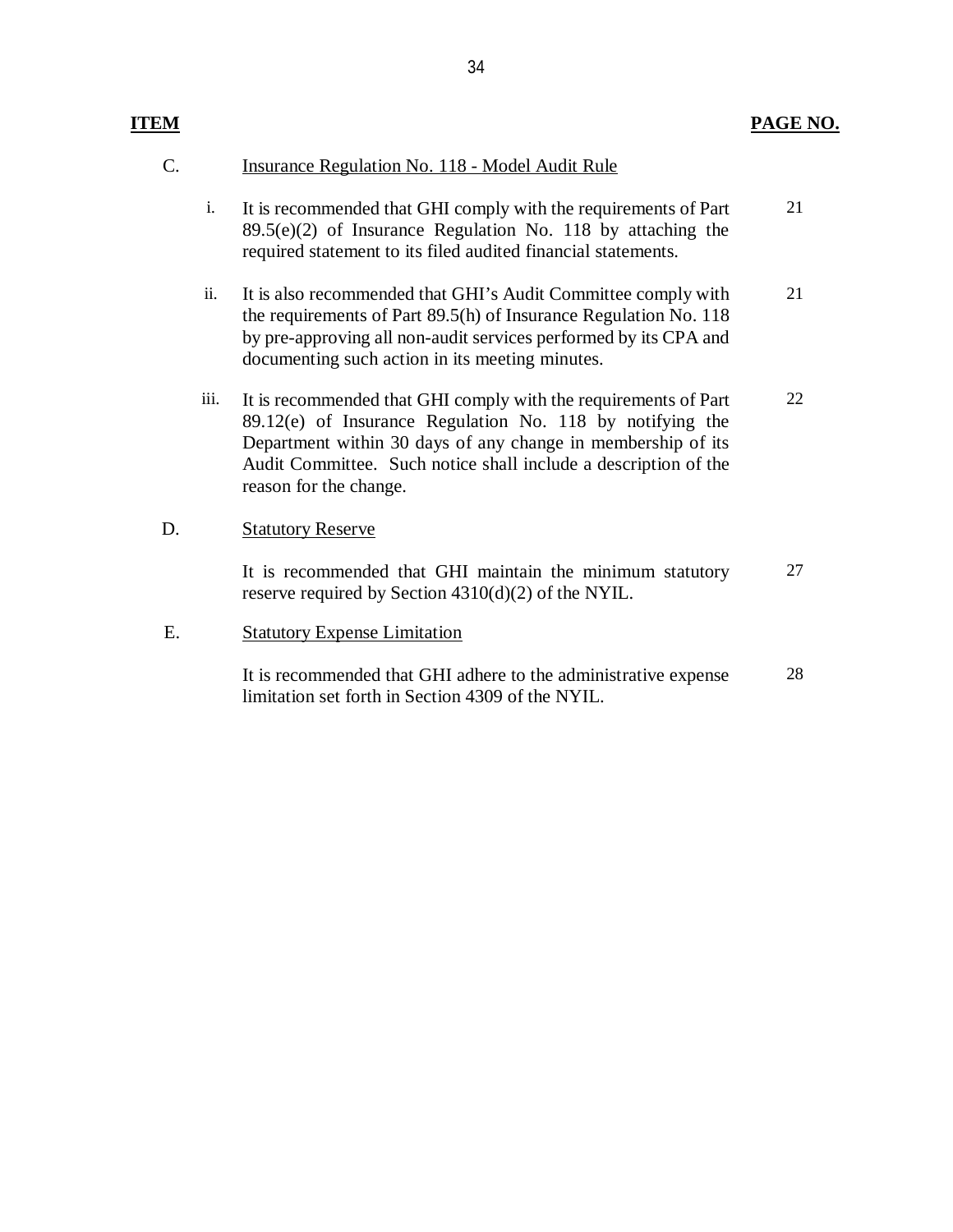| ITEM | | | PAGE NO. |
|---|---|---|---|
| C. | | Insurance Regulation No. 118 - Model Audit Rule | |
| | i. | It is recommended that GHI comply with the requirements of Part 89.5(e)(2) of Insurance Regulation No. 118 by attaching the required statement to its filed audited financial statements. | 21 |
| | ii. | It is also recommended that GHI's Audit Committee comply with the requirements of Part 89.5(h) of Insurance Regulation No. 118 by pre-approving all non-audit services performed by its CPA and documenting such action in its meeting minutes. | 21 |
| | iii. | It is recommended that GHI comply with the requirements of Part 89.12(e) of Insurance Regulation No. 118 by notifying the Department within 30 days of any change in membership of its Audit Committee. Such notice shall include a description of the reason for the change. | 22 |
| D. | | Statutory Reserve | |
| | | It is recommended that GHI maintain the minimum statutory reserve required by Section 4310(d)(2) of the NYIL. | 27 |
| E. | | Statutory Expense Limitation | |
| | | It is recommended that GHI adhere to the administrative expense limitation set forth in Section 4309 of the NYIL. | 28 |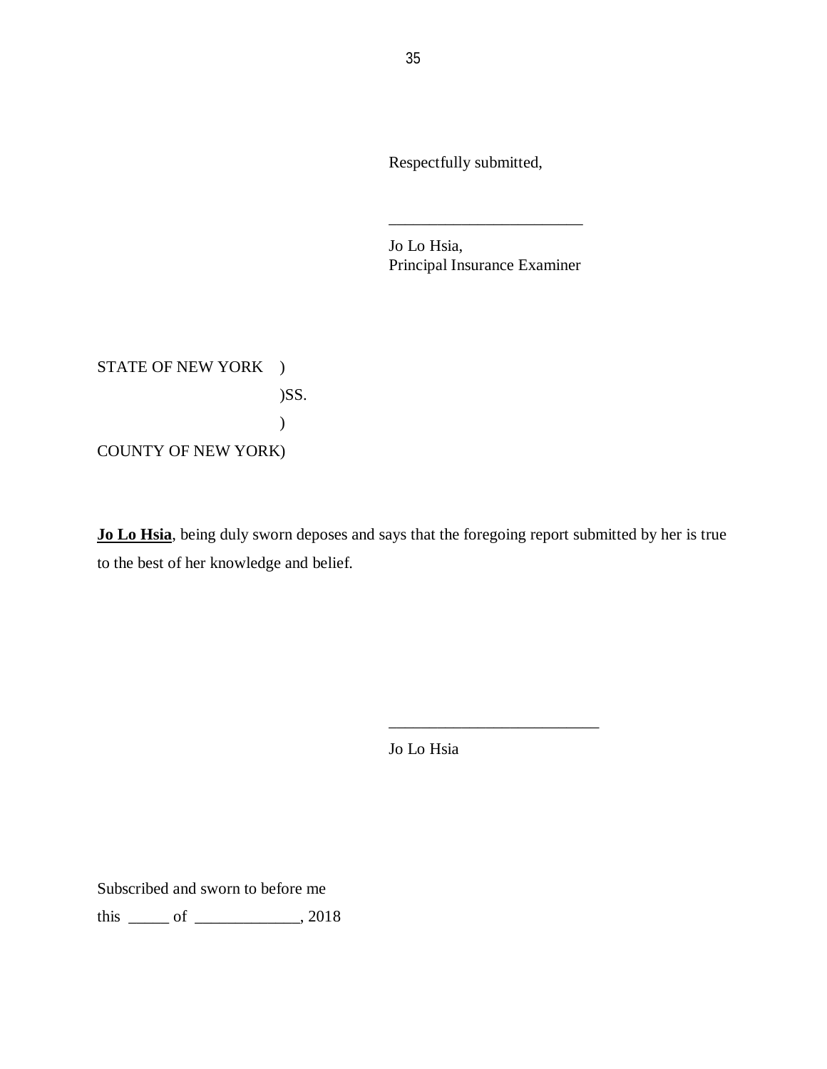Respectfully submitted,

_________________________

Jo Lo Hsia,
Principal Insurance Examiner

STATE OF NEW YORK )
)SS.
)
COUNTY OF NEW YORK)

**Jo Lo Hsia**, being duly sworn deposes and says that the foregoing report submitted by her is true to the best of her knowledge and belief.

__________________________

Jo Lo Hsia

Subscribed and sworn to before me

this _____ of _____________, 2018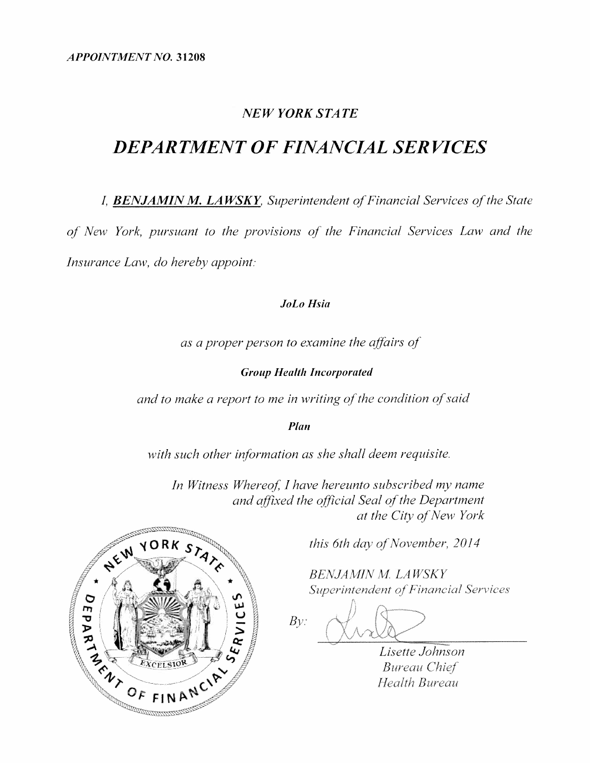*APPOINTMENT NO.* **31208**

## *NEW YORK STATE*

# *DEPARTMENT OF FINANCIAL SERVICES*

*I,* ***BENJAMIN M. LAWSKY****, Superintendent of Financial Services of the State of New York, pursuant to the provisions of the Financial Services Law and the Insurance Law, do hereby appoint:*

***JoLo Hsia***

*as a proper person to examine the affairs of*

***Group Health Incorporated***

*and to make a report to me in writing of the condition of said*

***Plan***

*with such other information as she shall deem requisite.*

*In Witness Whereof, I have hereunto subscribed my name and affixed the official Seal of the Department at the City of New York*

*this 6th day of November, 2014*

*BENJAMIN M. LAWSKY*
*Superintendent of Financial Services*

*By:*

*Lisette Johnson*
*Bureau Chief*
*Health Bureau*

NEW YORK STATE
EXCELSIOR
DEPARTMENT OF FINANCIAL SERVICES